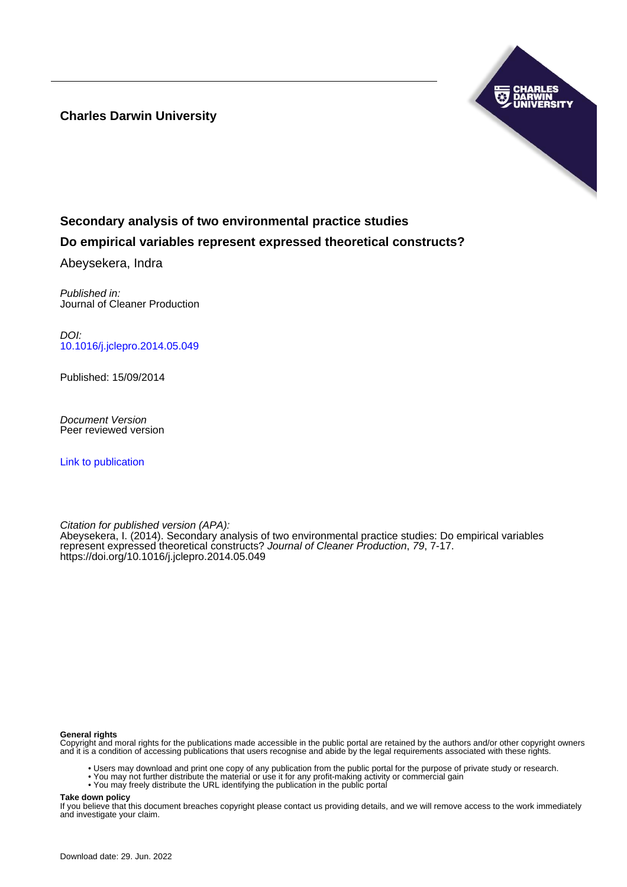**Charles Darwin University**

# Secondary analysis of two environmental practice studies

## Do empirical variables represent expressed theoretical constructs?

Abeysekera, Indra

*Published in:*
Journal of Cleaner Production

*DOI:*
10.1016/j.jclepro.2014.05.049

Published: 15/09/2014

*Document Version*
Peer reviewed version

Link to publication

*Citation for published version (APA):*
Abeysekera, I. (2014). Secondary analysis of two environmental practice studies: Do empirical variables represent expressed theoretical constructs? *Journal of Cleaner Production*, *79*, 7-17. https://doi.org/10.1016/j.jclepro.2014.05.049

**General rights**
Copyright and moral rights for the publications made accessible in the public portal are retained by the authors and/or other copyright owners and it is a condition of accessing publications that users recognise and abide by the legal requirements associated with these rights.

- Users may download and print one copy of any publication from the public portal for the purpose of private study or research.
- You may not further distribute the material or use it for any profit-making activity or commercial gain
- You may freely distribute the URL identifying the publication in the public portal

**Take down policy**
If you believe that this document breaches copyright please contact us providing details, and we will remove access to the work immediately and investigate your claim.

Download date: 29. Jun. 2022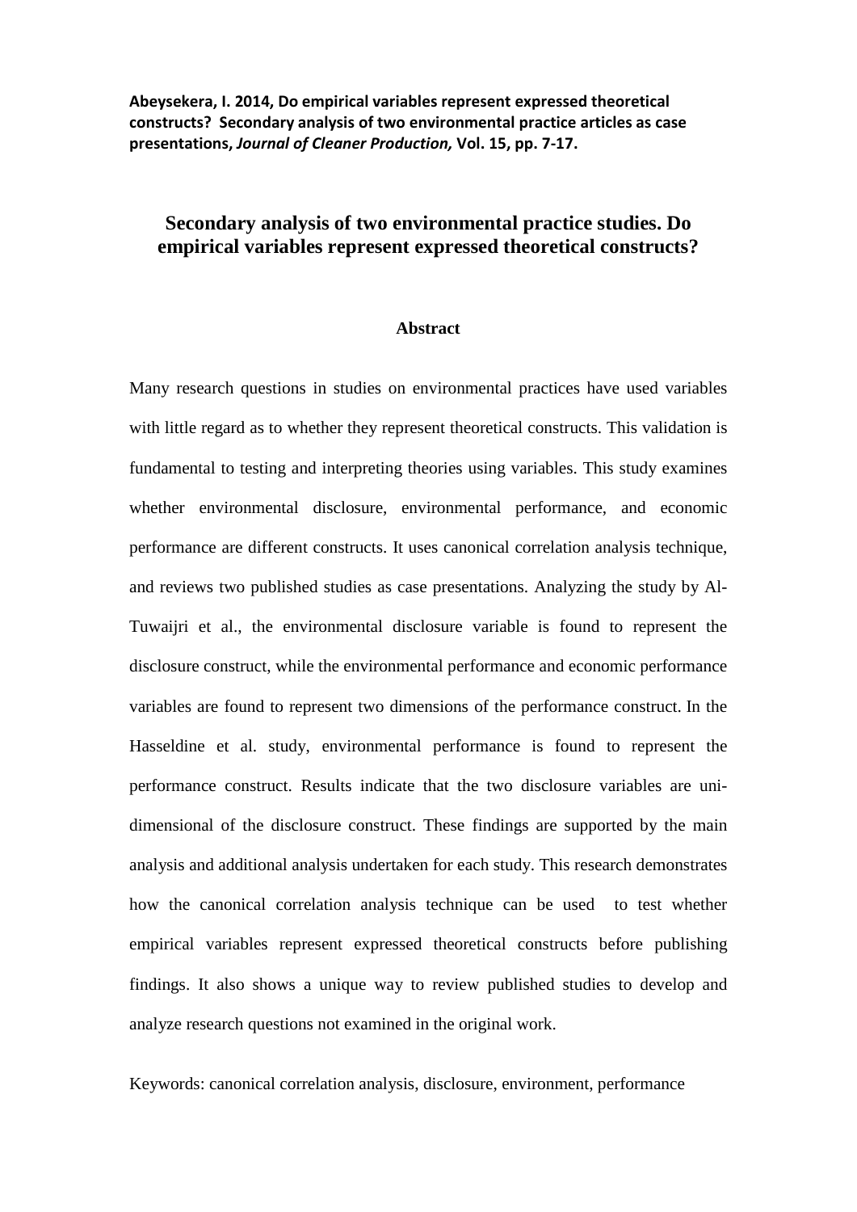**Abeysekera, I. 2014, Do empirical variables represent expressed theoretical constructs? Secondary analysis of two environmental practice articles as case presentations, *Journal of Cleaner Production,* Vol. 15, pp. 7-17.**

# Secondary analysis of two environmental practice studies. Do empirical variables represent expressed theoretical constructs?

## Abstract

Many research questions in studies on environmental practices have used variables with little regard as to whether they represent theoretical constructs. This validation is fundamental to testing and interpreting theories using variables. This study examines whether environmental disclosure, environmental performance, and economic performance are different constructs. It uses canonical correlation analysis technique, and reviews two published studies as case presentations. Analyzing the study by Al-Tuwaijri et al., the environmental disclosure variable is found to represent the disclosure construct, while the environmental performance and economic performance variables are found to represent two dimensions of the performance construct. In the Hasseldine et al. study, environmental performance is found to represent the performance construct. Results indicate that the two disclosure variables are uni-dimensional of the disclosure construct. These findings are supported by the main analysis and additional analysis undertaken for each study. This research demonstrates how the canonical correlation analysis technique can be used to test whether empirical variables represent expressed theoretical constructs before publishing findings. It also shows a unique way to review published studies to develop and analyze research questions not examined in the original work.

Keywords: canonical correlation analysis, disclosure, environment, performance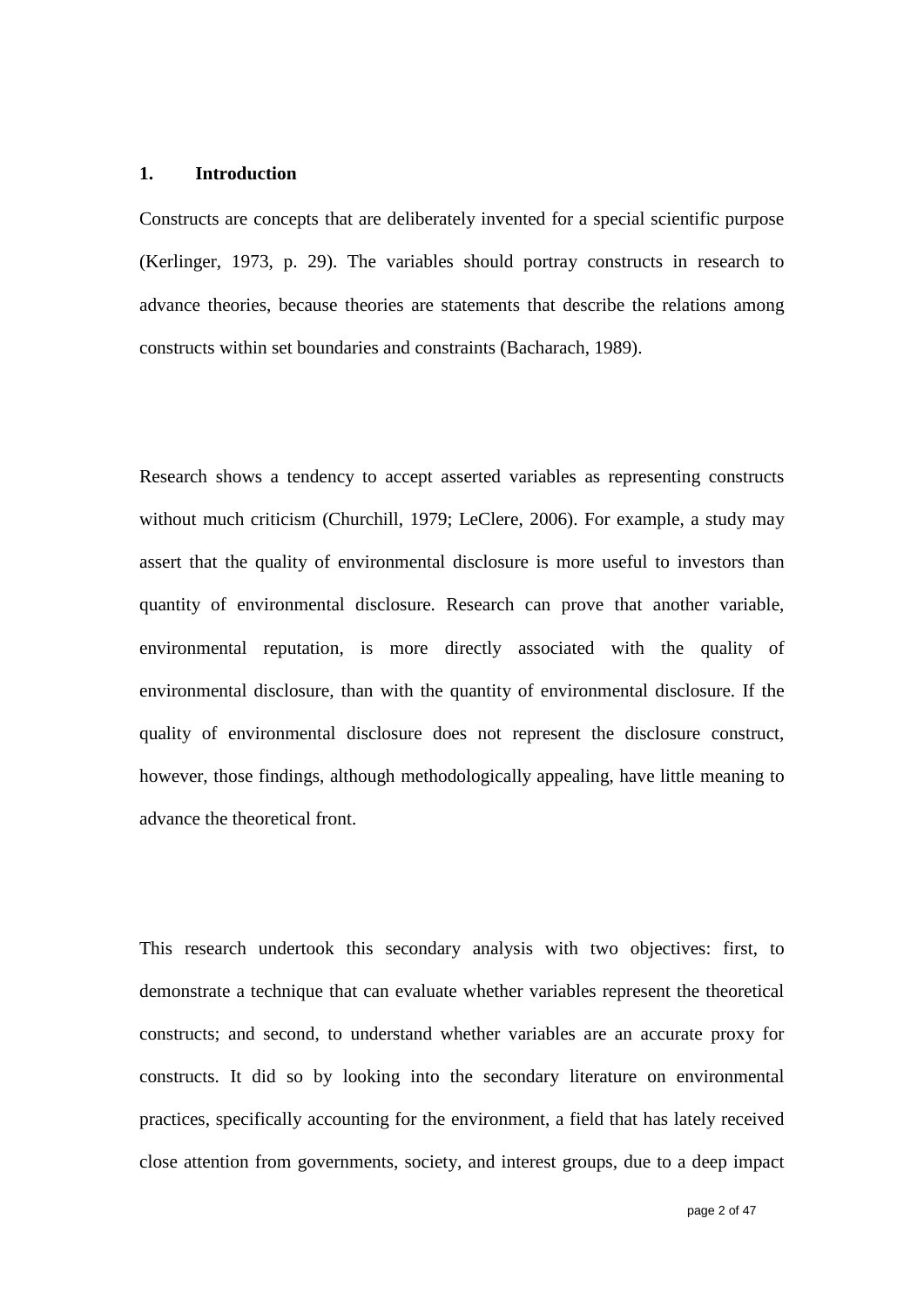## 1. Introduction

Constructs are concepts that are deliberately invented for a special scientific purpose (Kerlinger, 1973, p. 29). The variables should portray constructs in research to advance theories, because theories are statements that describe the relations among constructs within set boundaries and constraints (Bacharach, 1989).

Research shows a tendency to accept asserted variables as representing constructs without much criticism (Churchill, 1979; LeClere, 2006). For example, a study may assert that the quality of environmental disclosure is more useful to investors than quantity of environmental disclosure. Research can prove that another variable, environmental reputation, is more directly associated with the quality of environmental disclosure, than with the quantity of environmental disclosure. If the quality of environmental disclosure does not represent the disclosure construct, however, those findings, although methodologically appealing, have little meaning to advance the theoretical front.

This research undertook this secondary analysis with two objectives: first, to demonstrate a technique that can evaluate whether variables represent the theoretical constructs; and second, to understand whether variables are an accurate proxy for constructs. It did so by looking into the secondary literature on environmental practices, specifically accounting for the environment, a field that has lately received close attention from governments, society, and interest groups, due to a deep impact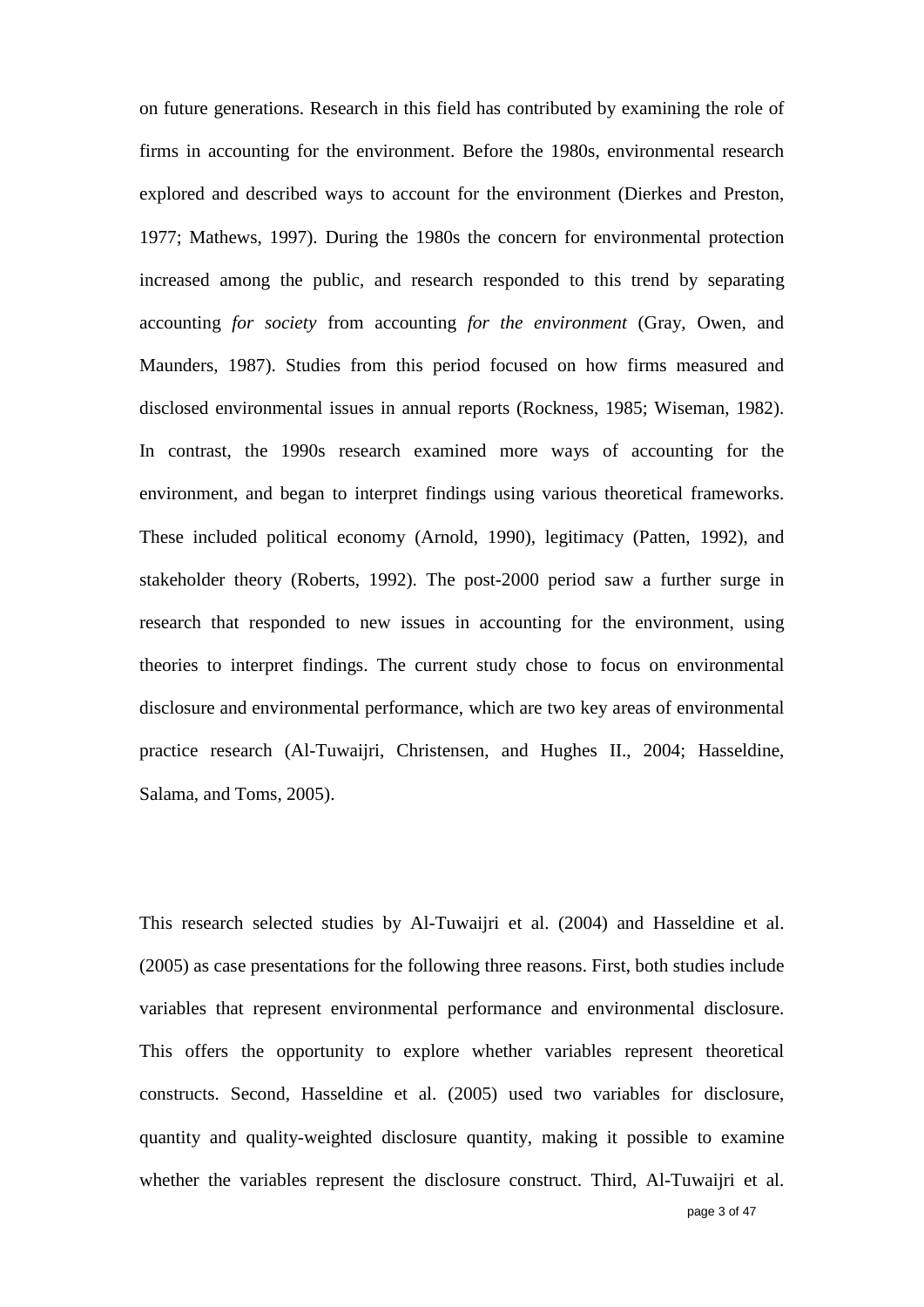on future generations. Research in this field has contributed by examining the role of firms in accounting for the environment. Before the 1980s, environmental research explored and described ways to account for the environment (Dierkes and Preston, 1977; Mathews, 1997). During the 1980s the concern for environmental protection increased among the public, and research responded to this trend by separating accounting *for society* from accounting *for the environment* (Gray, Owen, and Maunders, 1987). Studies from this period focused on how firms measured and disclosed environmental issues in annual reports (Rockness, 1985; Wiseman, 1982). In contrast, the 1990s research examined more ways of accounting for the environment, and began to interpret findings using various theoretical frameworks. These included political economy (Arnold, 1990), legitimacy (Patten, 1992), and stakeholder theory (Roberts, 1992). The post-2000 period saw a further surge in research that responded to new issues in accounting for the environment, using theories to interpret findings. The current study chose to focus on environmental disclosure and environmental performance, which are two key areas of environmental practice research (Al-Tuwaijri, Christensen, and Hughes II., 2004; Hasseldine, Salama, and Toms, 2005).

This research selected studies by Al-Tuwaijri et al. (2004) and Hasseldine et al. (2005) as case presentations for the following three reasons. First, both studies include variables that represent environmental performance and environmental disclosure. This offers the opportunity to explore whether variables represent theoretical constructs. Second, Hasseldine et al. (2005) used two variables for disclosure, quantity and quality-weighted disclosure quantity, making it possible to examine whether the variables represent the disclosure construct. Third, Al-Tuwaijri et al.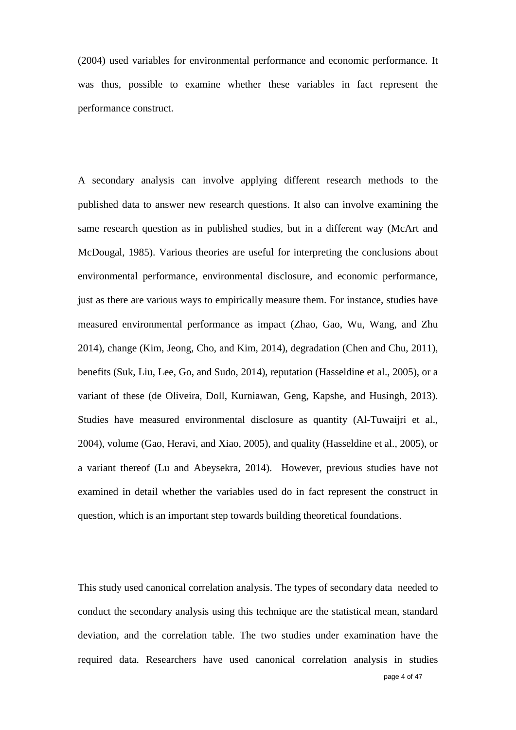(2004) used variables for environmental performance and economic performance. It was thus, possible to examine whether these variables in fact represent the performance construct.

A secondary analysis can involve applying different research methods to the published data to answer new research questions. It also can involve examining the same research question as in published studies, but in a different way (McArt and McDougal, 1985). Various theories are useful for interpreting the conclusions about environmental performance, environmental disclosure, and economic performance, just as there are various ways to empirically measure them. For instance, studies have measured environmental performance as impact (Zhao, Gao, Wu, Wang, and Zhu 2014), change (Kim, Jeong, Cho, and Kim, 2014), degradation (Chen and Chu, 2011), benefits (Suk, Liu, Lee, Go, and Sudo, 2014), reputation (Hasseldine et al., 2005), or a variant of these (de Oliveira, Doll, Kurniawan, Geng, Kapshe, and Husingh, 2013). Studies have measured environmental disclosure as quantity (Al-Tuwaijri et al., 2004), volume (Gao, Heravi, and Xiao, 2005), and quality (Hasseldine et al., 2005), or a variant thereof (Lu and Abeysekra, 2014). However, previous studies have not examined in detail whether the variables used do in fact represent the construct in question, which is an important step towards building theoretical foundations.

This study used canonical correlation analysis. The types of secondary data needed to conduct the secondary analysis using this technique are the statistical mean, standard deviation, and the correlation table. The two studies under examination have the required data. Researchers have used canonical correlation analysis in studies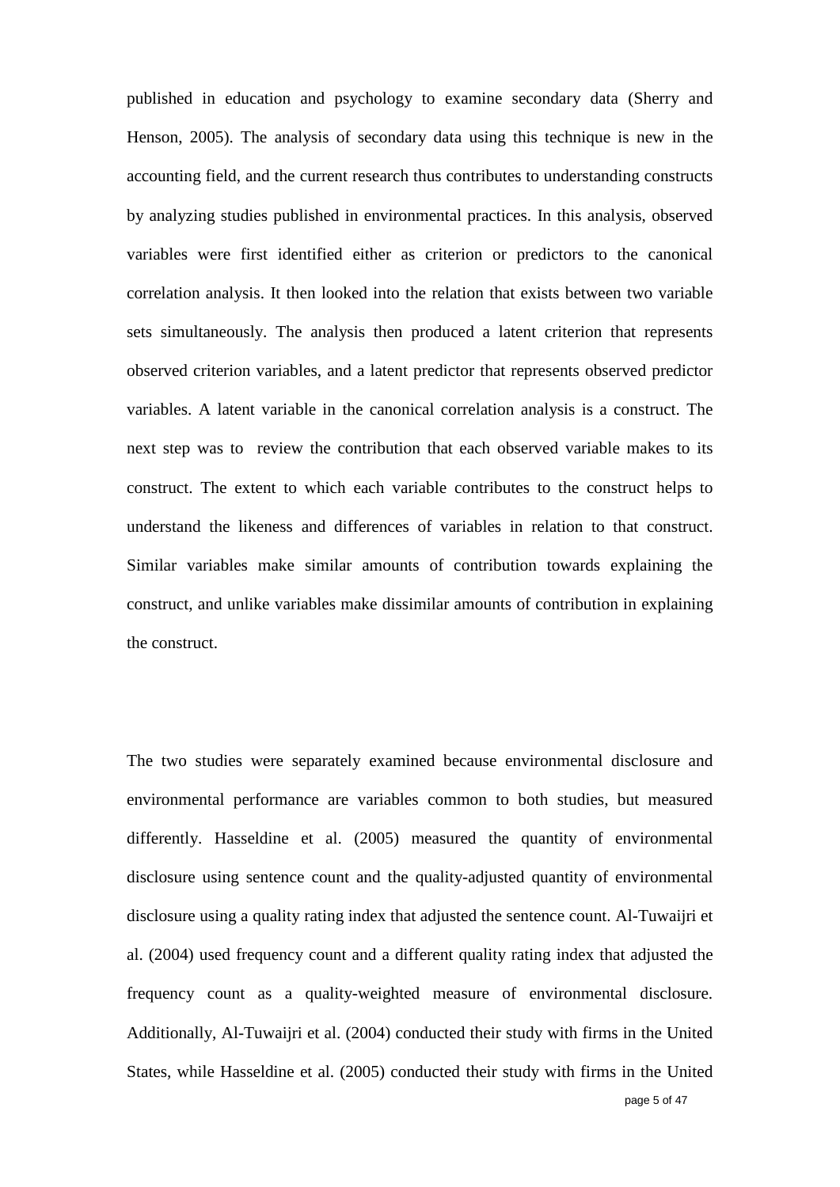published in education and psychology to examine secondary data (Sherry and Henson, 2005). The analysis of secondary data using this technique is new in the accounting field, and the current research thus contributes to understanding constructs by analyzing studies published in environmental practices. In this analysis, observed variables were first identified either as criterion or predictors to the canonical correlation analysis. It then looked into the relation that exists between two variable sets simultaneously. The analysis then produced a latent criterion that represents observed criterion variables, and a latent predictor that represents observed predictor variables. A latent variable in the canonical correlation analysis is a construct. The next step was to review the contribution that each observed variable makes to its construct. The extent to which each variable contributes to the construct helps to understand the likeness and differences of variables in relation to that construct. Similar variables make similar amounts of contribution towards explaining the construct, and unlike variables make dissimilar amounts of contribution in explaining the construct.

The two studies were separately examined because environmental disclosure and environmental performance are variables common to both studies, but measured differently. Hasseldine et al. (2005) measured the quantity of environmental disclosure using sentence count and the quality-adjusted quantity of environmental disclosure using a quality rating index that adjusted the sentence count. Al-Tuwaijri et al. (2004) used frequency count and a different quality rating index that adjusted the frequency count as a quality-weighted measure of environmental disclosure. Additionally, Al-Tuwaijri et al. (2004) conducted their study with firms in the United States, while Hasseldine et al. (2005) conducted their study with firms in the United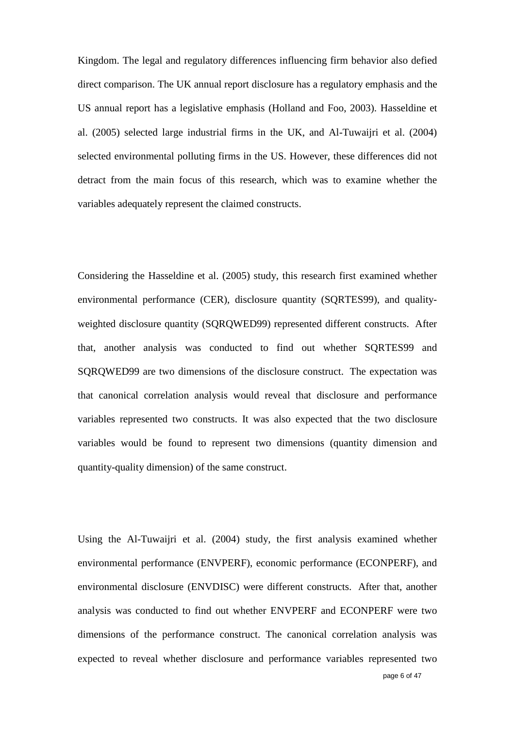Kingdom. The legal and regulatory differences influencing firm behavior also defied direct comparison. The UK annual report disclosure has a regulatory emphasis and the US annual report has a legislative emphasis (Holland and Foo, 2003). Hasseldine et al. (2005) selected large industrial firms in the UK, and Al-Tuwaijri et al. (2004) selected environmental polluting firms in the US. However, these differences did not detract from the main focus of this research, which was to examine whether the variables adequately represent the claimed constructs.

Considering the Hasseldine et al. (2005) study, this research first examined whether environmental performance (CER), disclosure quantity (SQRTES99), and quality-weighted disclosure quantity (SQRQWED99) represented different constructs. After that, another analysis was conducted to find out whether SQRTES99 and SQRQWED99 are two dimensions of the disclosure construct. The expectation was that canonical correlation analysis would reveal that disclosure and performance variables represented two constructs. It was also expected that the two disclosure variables would be found to represent two dimensions (quantity dimension and quantity-quality dimension) of the same construct.

Using the Al-Tuwaijri et al. (2004) study, the first analysis examined whether environmental performance (ENVPERF), economic performance (ECONPERF), and environmental disclosure (ENVDISC) were different constructs. After that, another analysis was conducted to find out whether ENVPERF and ECONPERF were two dimensions of the performance construct. The canonical correlation analysis was expected to reveal whether disclosure and performance variables represented two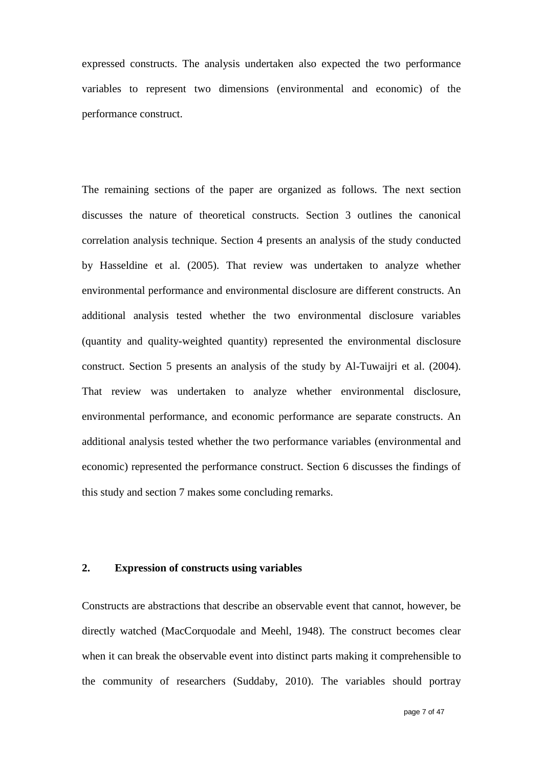expressed constructs. The analysis undertaken also expected the two performance variables to represent two dimensions (environmental and economic) of the performance construct.

The remaining sections of the paper are organized as follows. The next section discusses the nature of theoretical constructs. Section 3 outlines the canonical correlation analysis technique. Section 4 presents an analysis of the study conducted by Hasseldine et al. (2005). That review was undertaken to analyze whether environmental performance and environmental disclosure are different constructs. An additional analysis tested whether the two environmental disclosure variables (quantity and quality-weighted quantity) represented the environmental disclosure construct. Section 5 presents an analysis of the study by Al-Tuwaijri et al. (2004). That review was undertaken to analyze whether environmental disclosure, environmental performance, and economic performance are separate constructs. An additional analysis tested whether the two performance variables (environmental and economic) represented the performance construct. Section 6 discusses the findings of this study and section 7 makes some concluding remarks.

## 2. Expression of constructs using variables

Constructs are abstractions that describe an observable event that cannot, however, be directly watched (MacCorquodale and Meehl, 1948). The construct becomes clear when it can break the observable event into distinct parts making it comprehensible to the community of researchers (Suddaby, 2010). The variables should portray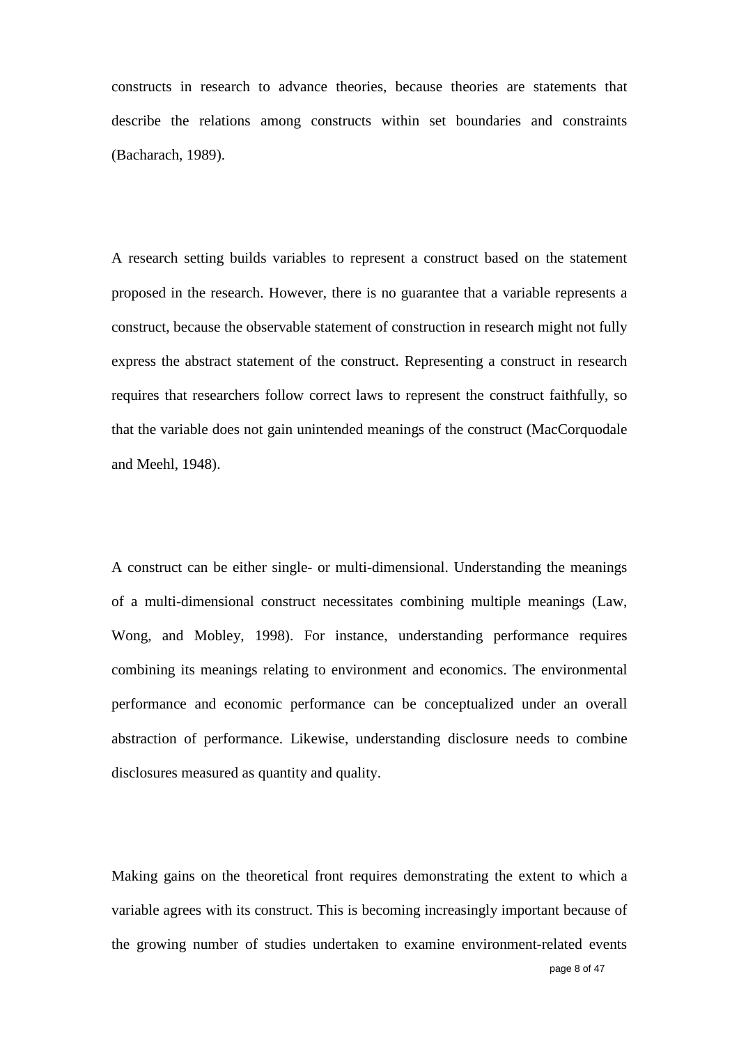constructs in research to advance theories, because theories are statements that describe the relations among constructs within set boundaries and constraints (Bacharach, 1989).

A research setting builds variables to represent a construct based on the statement proposed in the research. However, there is no guarantee that a variable represents a construct, because the observable statement of construction in research might not fully express the abstract statement of the construct. Representing a construct in research requires that researchers follow correct laws to represent the construct faithfully, so that the variable does not gain unintended meanings of the construct (MacCorquodale and Meehl, 1948).

A construct can be either single- or multi-dimensional. Understanding the meanings of a multi-dimensional construct necessitates combining multiple meanings (Law, Wong, and Mobley, 1998). For instance, understanding performance requires combining its meanings relating to environment and economics. The environmental performance and economic performance can be conceptualized under an overall abstraction of performance. Likewise, understanding disclosure needs to combine disclosures measured as quantity and quality.

Making gains on the theoretical front requires demonstrating the extent to which a variable agrees with its construct. This is becoming increasingly important because of the growing number of studies undertaken to examine environment-related events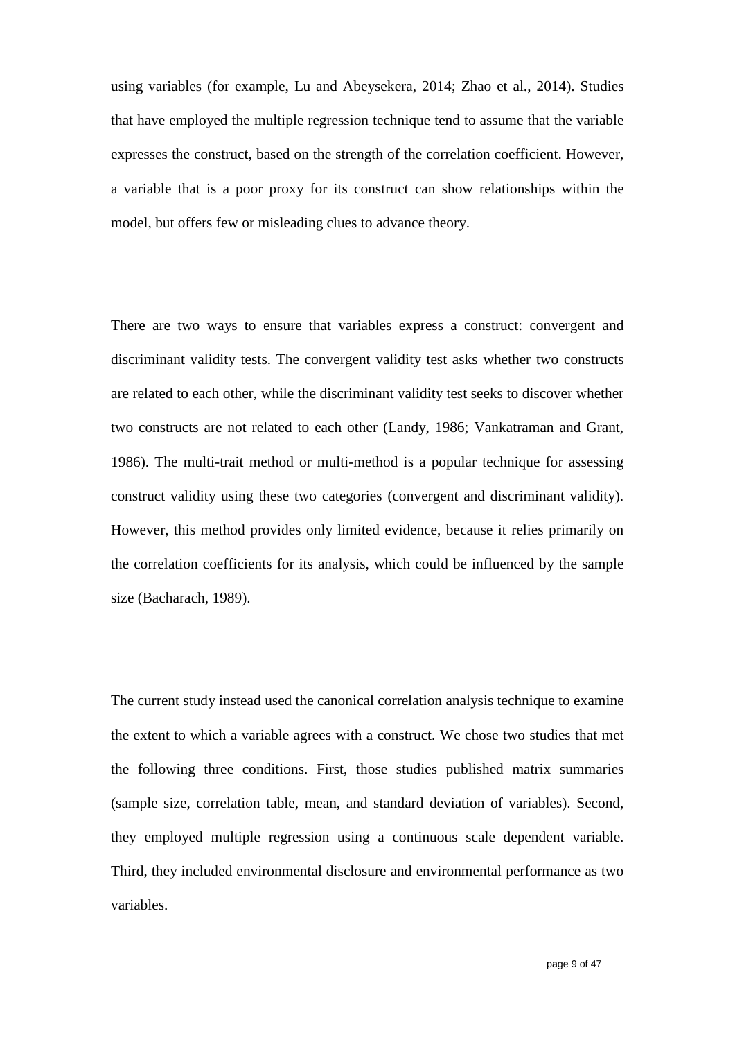using variables (for example, Lu and Abeysekera, 2014; Zhao et al., 2014). Studies that have employed the multiple regression technique tend to assume that the variable expresses the construct, based on the strength of the correlation coefficient. However, a variable that is a poor proxy for its construct can show relationships within the model, but offers few or misleading clues to advance theory.

There are two ways to ensure that variables express a construct: convergent and discriminant validity tests. The convergent validity test asks whether two constructs are related to each other, while the discriminant validity test seeks to discover whether two constructs are not related to each other (Landy, 1986; Vankatraman and Grant, 1986). The multi-trait method or multi-method is a popular technique for assessing construct validity using these two categories (convergent and discriminant validity). However, this method provides only limited evidence, because it relies primarily on the correlation coefficients for its analysis, which could be influenced by the sample size (Bacharach, 1989).

The current study instead used the canonical correlation analysis technique to examine the extent to which a variable agrees with a construct. We chose two studies that met the following three conditions. First, those studies published matrix summaries (sample size, correlation table, mean, and standard deviation of variables). Second, they employed multiple regression using a continuous scale dependent variable. Third, they included environmental disclosure and environmental performance as two variables.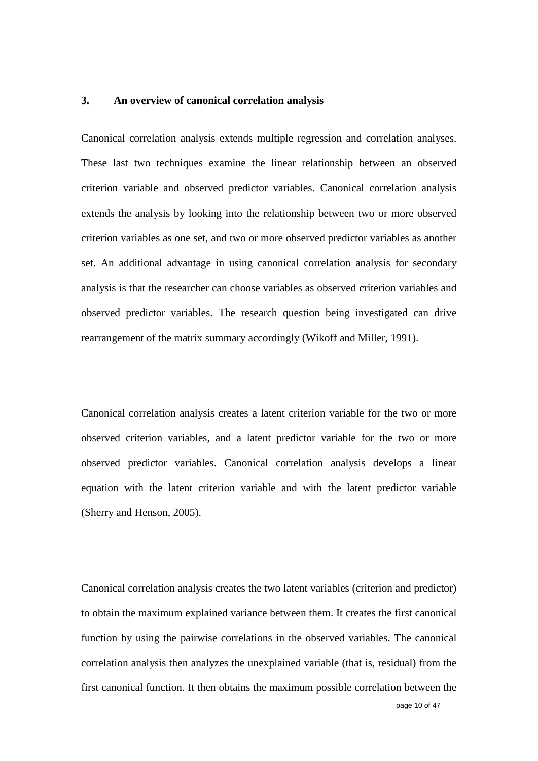## 3. An overview of canonical correlation analysis

Canonical correlation analysis extends multiple regression and correlation analyses. These last two techniques examine the linear relationship between an observed criterion variable and observed predictor variables. Canonical correlation analysis extends the analysis by looking into the relationship between two or more observed criterion variables as one set, and two or more observed predictor variables as another set. An additional advantage in using canonical correlation analysis for secondary analysis is that the researcher can choose variables as observed criterion variables and observed predictor variables. The research question being investigated can drive rearrangement of the matrix summary accordingly (Wikoff and Miller, 1991).

Canonical correlation analysis creates a latent criterion variable for the two or more observed criterion variables, and a latent predictor variable for the two or more observed predictor variables. Canonical correlation analysis develops a linear equation with the latent criterion variable and with the latent predictor variable (Sherry and Henson, 2005).

Canonical correlation analysis creates the two latent variables (criterion and predictor) to obtain the maximum explained variance between them. It creates the first canonical function by using the pairwise correlations in the observed variables. The canonical correlation analysis then analyzes the unexplained variable (that is, residual) from the first canonical function. It then obtains the maximum possible correlation between the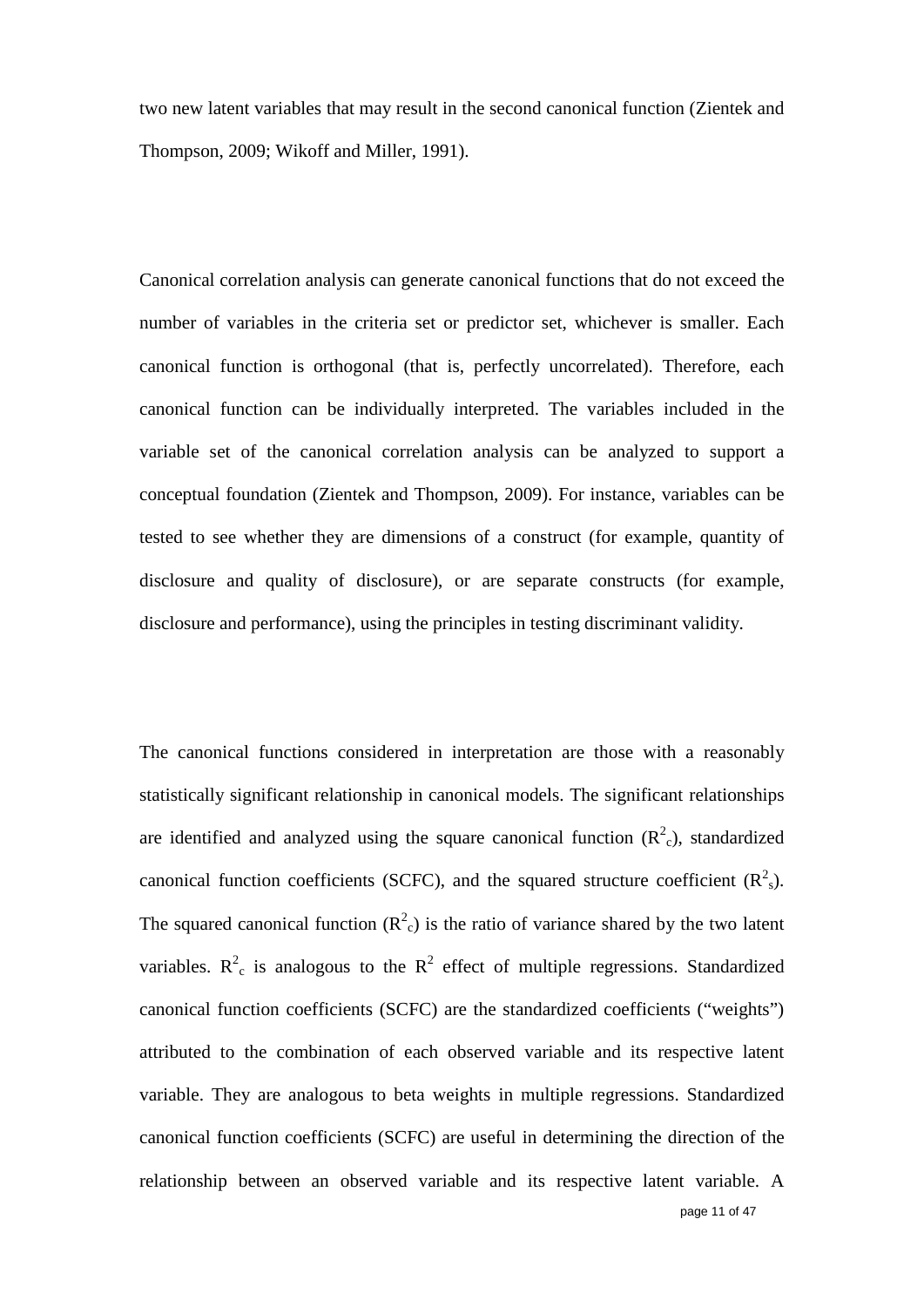two new latent variables that may result in the second canonical function (Zientek and Thompson, 2009; Wikoff and Miller, 1991).

Canonical correlation analysis can generate canonical functions that do not exceed the number of variables in the criteria set or predictor set, whichever is smaller. Each canonical function is orthogonal (that is, perfectly uncorrelated). Therefore, each canonical function can be individually interpreted. The variables included in the variable set of the canonical correlation analysis can be analyzed to support a conceptual foundation (Zientek and Thompson, 2009). For instance, variables can be tested to see whether they are dimensions of a construct (for example, quantity of disclosure and quality of disclosure), or are separate constructs (for example, disclosure and performance), using the principles in testing discriminant validity.

The canonical functions considered in interpretation are those with a reasonably statistically significant relationship in canonical models. The significant relationships are identified and analyzed using the square canonical function ($R^2_c$), standardized canonical function coefficients (SCFC), and the squared structure coefficient ($R^2_s$). The squared canonical function ($R^2_c$) is the ratio of variance shared by the two latent variables. $R^2_c$ is analogous to the $R^2$ effect of multiple regressions. Standardized canonical function coefficients (SCFC) are the standardized coefficients ("weights") attributed to the combination of each observed variable and its respective latent variable. They are analogous to beta weights in multiple regressions. Standardized canonical function coefficients (SCFC) are useful in determining the direction of the relationship between an observed variable and its respective latent variable. A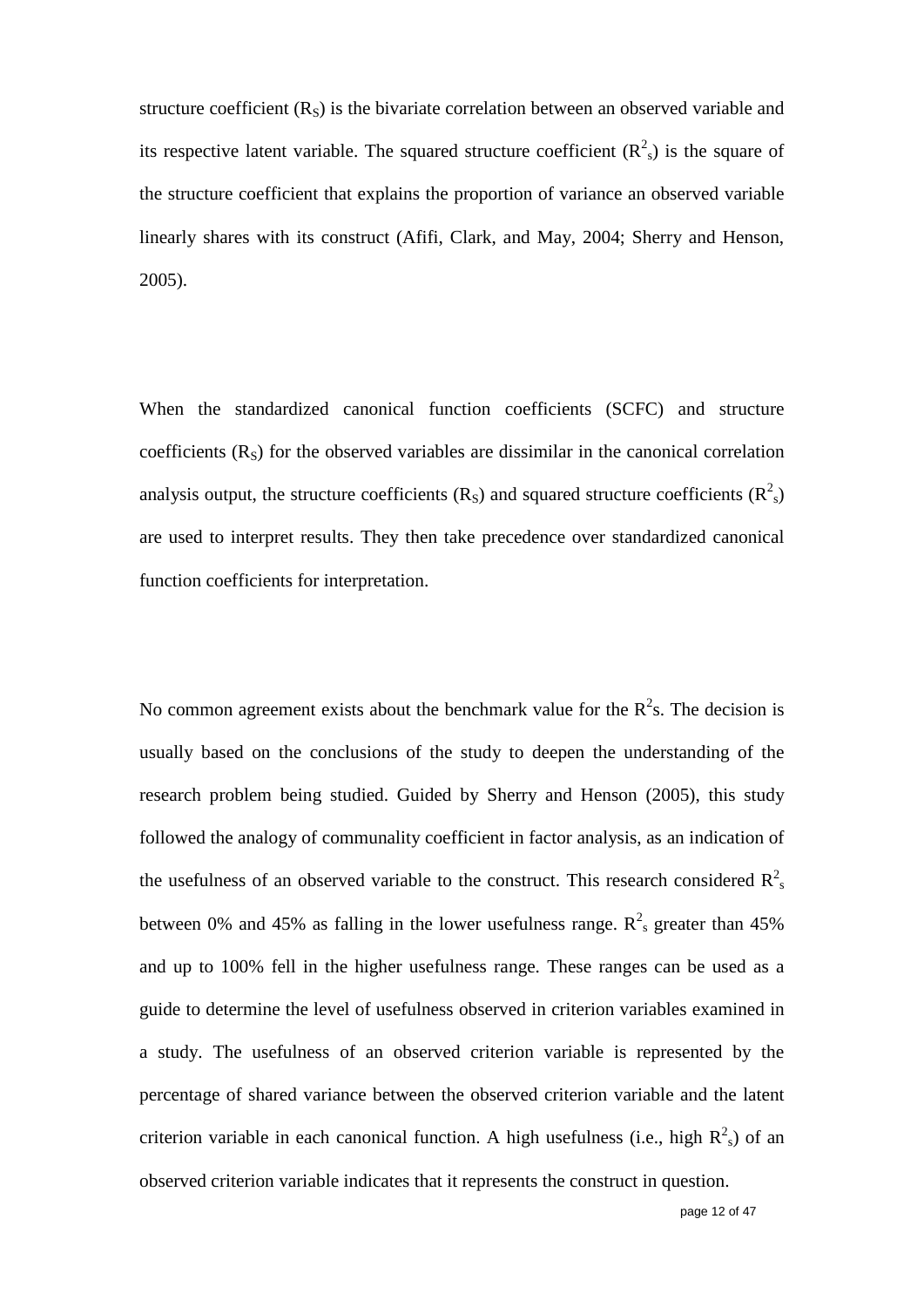structure coefficient ($R_S$) is the bivariate correlation between an observed variable and its respective latent variable. The squared structure coefficient ($R^2_s$) is the square of the structure coefficient that explains the proportion of variance an observed variable linearly shares with its construct (Afifi, Clark, and May, 2004; Sherry and Henson, 2005).

When the standardized canonical function coefficients (SCFC) and structure coefficients ($R_S$) for the observed variables are dissimilar in the canonical correlation analysis output, the structure coefficients ($R_S$) and squared structure coefficients ($R^2_s$) are used to interpret results. They then take precedence over standardized canonical function coefficients for interpretation.

No common agreement exists about the benchmark value for the $R^2$s. The decision is usually based on the conclusions of the study to deepen the understanding of the research problem being studied. Guided by Sherry and Henson (2005), this study followed the analogy of communality coefficient in factor analysis, as an indication of the usefulness of an observed variable to the construct. This research considered $R^2_s$ between 0% and 45% as falling in the lower usefulness range. $R^2_s$ greater than 45% and up to 100% fell in the higher usefulness range. These ranges can be used as a guide to determine the level of usefulness observed in criterion variables examined in a study. The usefulness of an observed criterion variable is represented by the percentage of shared variance between the observed criterion variable and the latent criterion variable in each canonical function. A high usefulness (i.e., high $R^2_s$) of an observed criterion variable indicates that it represents the construct in question.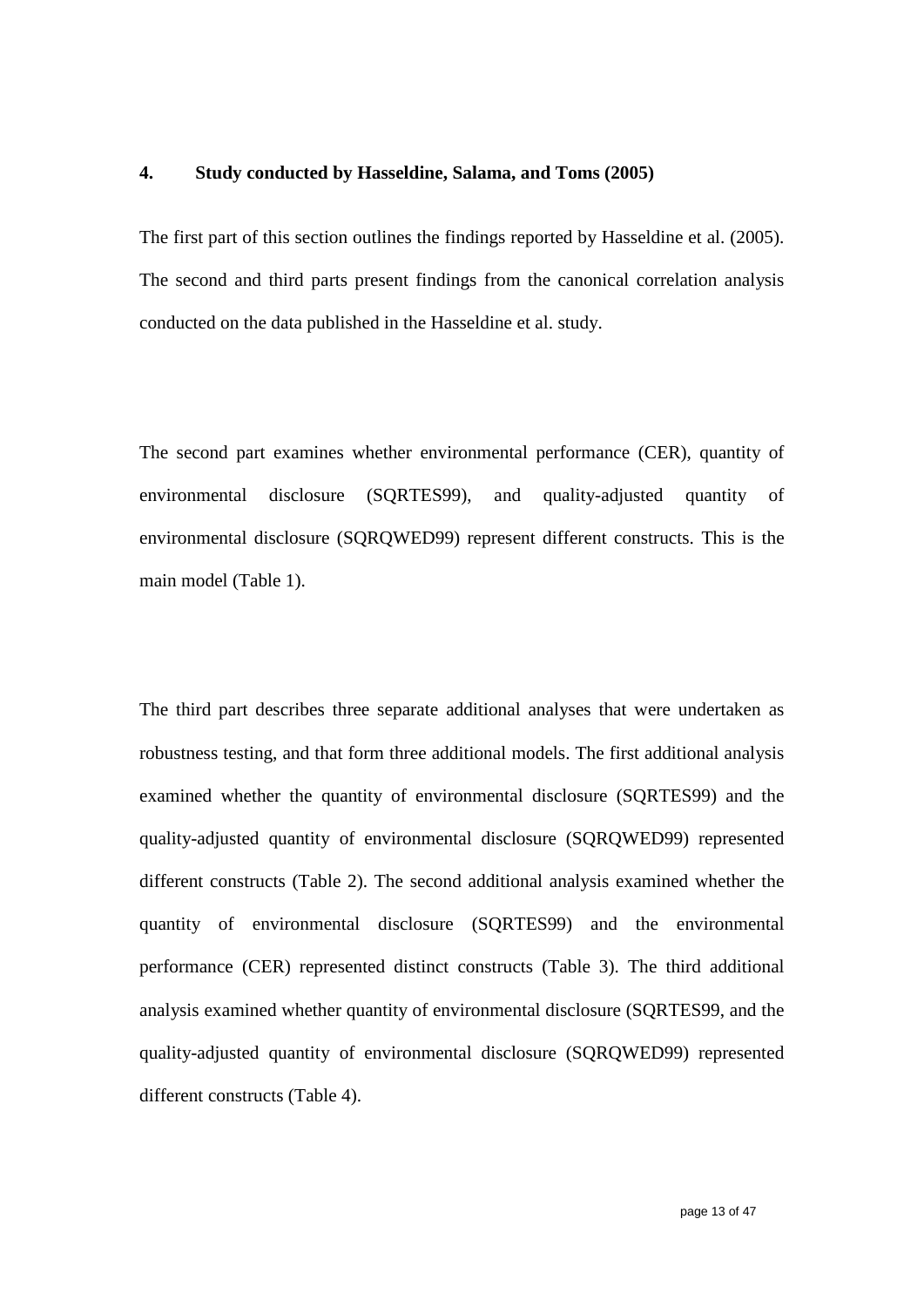## 4. Study conducted by Hasseldine, Salama, and Toms (2005)

The first part of this section outlines the findings reported by Hasseldine et al. (2005). The second and third parts present findings from the canonical correlation analysis conducted on the data published in the Hasseldine et al. study.

The second part examines whether environmental performance (CER), quantity of environmental disclosure (SQRTES99), and quality-adjusted quantity of environmental disclosure (SQRQWED99) represent different constructs. This is the main model (Table 1).

The third part describes three separate additional analyses that were undertaken as robustness testing, and that form three additional models. The first additional analysis examined whether the quantity of environmental disclosure (SQRTES99) and the quality-adjusted quantity of environmental disclosure (SQRQWED99) represented different constructs (Table 2). The second additional analysis examined whether the quantity of environmental disclosure (SQRTES99) and the environmental performance (CER) represented distinct constructs (Table 3). The third additional analysis examined whether quantity of environmental disclosure (SQRTES99, and the quality-adjusted quantity of environmental disclosure (SQRQWED99) represented different constructs (Table 4).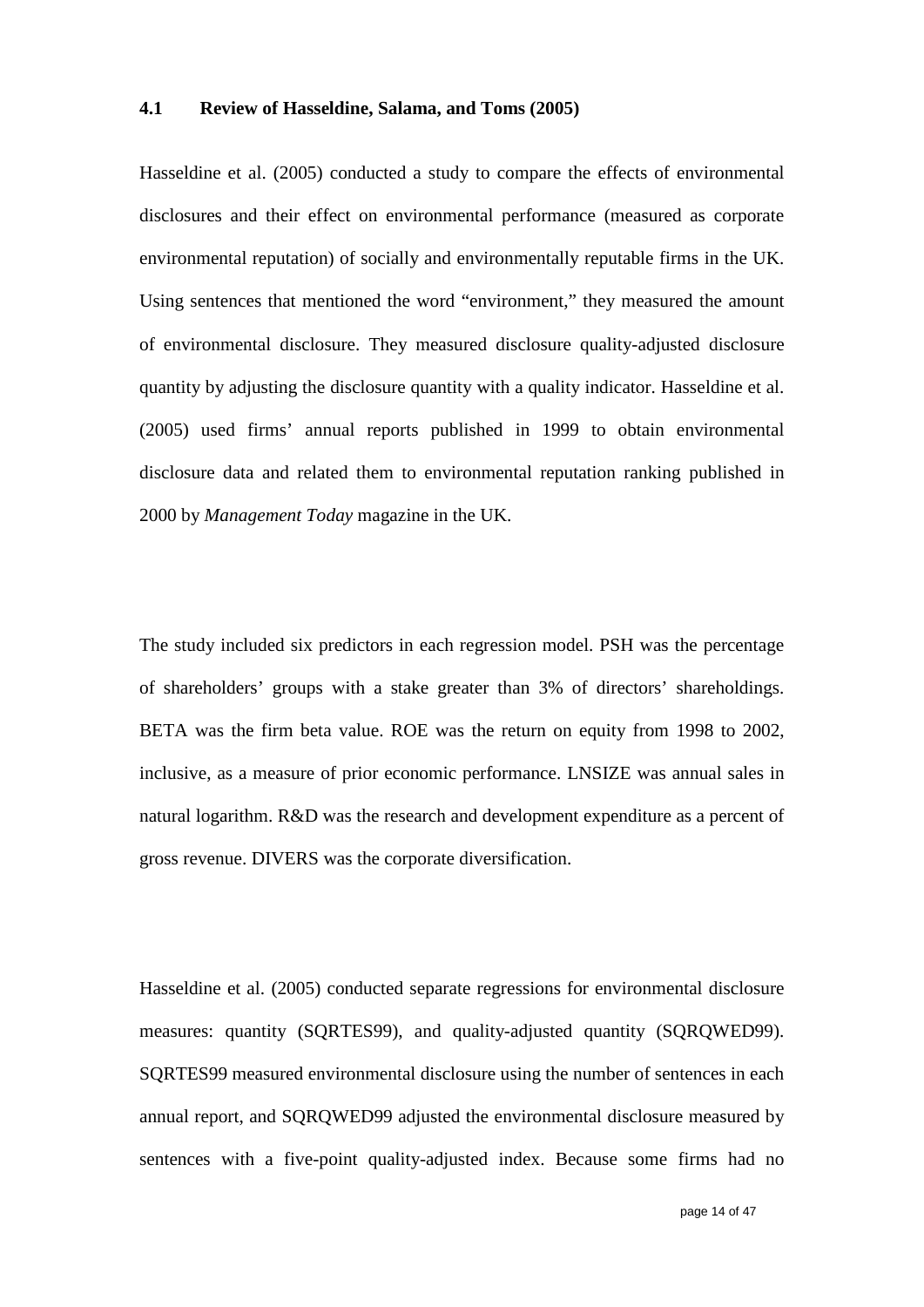### 4.1 Review of Hasseldine, Salama, and Toms (2005)

Hasseldine et al. (2005) conducted a study to compare the effects of environmental disclosures and their effect on environmental performance (measured as corporate environmental reputation) of socially and environmentally reputable firms in the UK. Using sentences that mentioned the word "environment," they measured the amount of environmental disclosure. They measured disclosure quality-adjusted disclosure quantity by adjusting the disclosure quantity with a quality indicator. Hasseldine et al. (2005) used firms' annual reports published in 1999 to obtain environmental disclosure data and related them to environmental reputation ranking published in 2000 by *Management Today* magazine in the UK.

The study included six predictors in each regression model. PSH was the percentage of shareholders' groups with a stake greater than 3% of directors' shareholdings. BETA was the firm beta value. ROE was the return on equity from 1998 to 2002, inclusive, as a measure of prior economic performance. LNSIZE was annual sales in natural logarithm. R&D was the research and development expenditure as a percent of gross revenue. DIVERS was the corporate diversification.

Hasseldine et al. (2005) conducted separate regressions for environmental disclosure measures: quantity (SQRTES99), and quality-adjusted quantity (SQRQWED99). SQRTES99 measured environmental disclosure using the number of sentences in each annual report, and SQRQWED99 adjusted the environmental disclosure measured by sentences with a five-point quality-adjusted index. Because some firms had no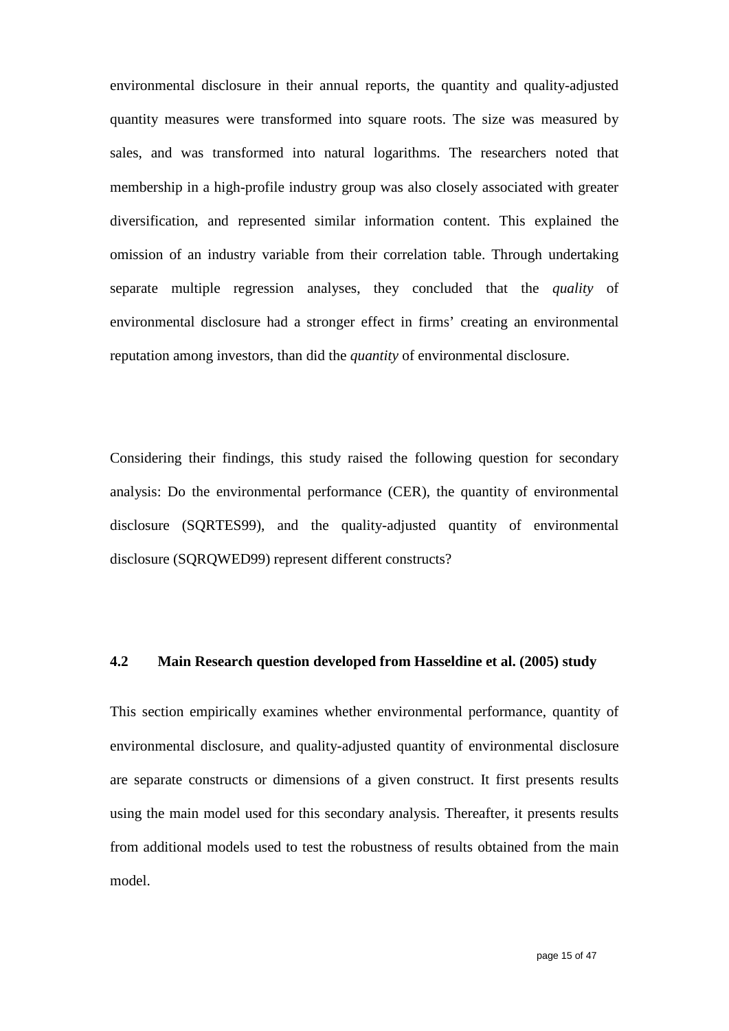environmental disclosure in their annual reports, the quantity and quality-adjusted quantity measures were transformed into square roots. The size was measured by sales, and was transformed into natural logarithms. The researchers noted that membership in a high-profile industry group was also closely associated with greater diversification, and represented similar information content. This explained the omission of an industry variable from their correlation table. Through undertaking separate multiple regression analyses, they concluded that the *quality* of environmental disclosure had a stronger effect in firms' creating an environmental reputation among investors, than did the *quantity* of environmental disclosure.

Considering their findings, this study raised the following question for secondary analysis: Do the environmental performance (CER), the quantity of environmental disclosure (SQRTES99), and the quality-adjusted quantity of environmental disclosure (SQRQWED99) represent different constructs?

## 4.2 Main Research question developed from Hasseldine et al. (2005) study

This section empirically examines whether environmental performance, quantity of environmental disclosure, and quality-adjusted quantity of environmental disclosure are separate constructs or dimensions of a given construct. It first presents results using the main model used for this secondary analysis. Thereafter, it presents results from additional models used to test the robustness of results obtained from the main model.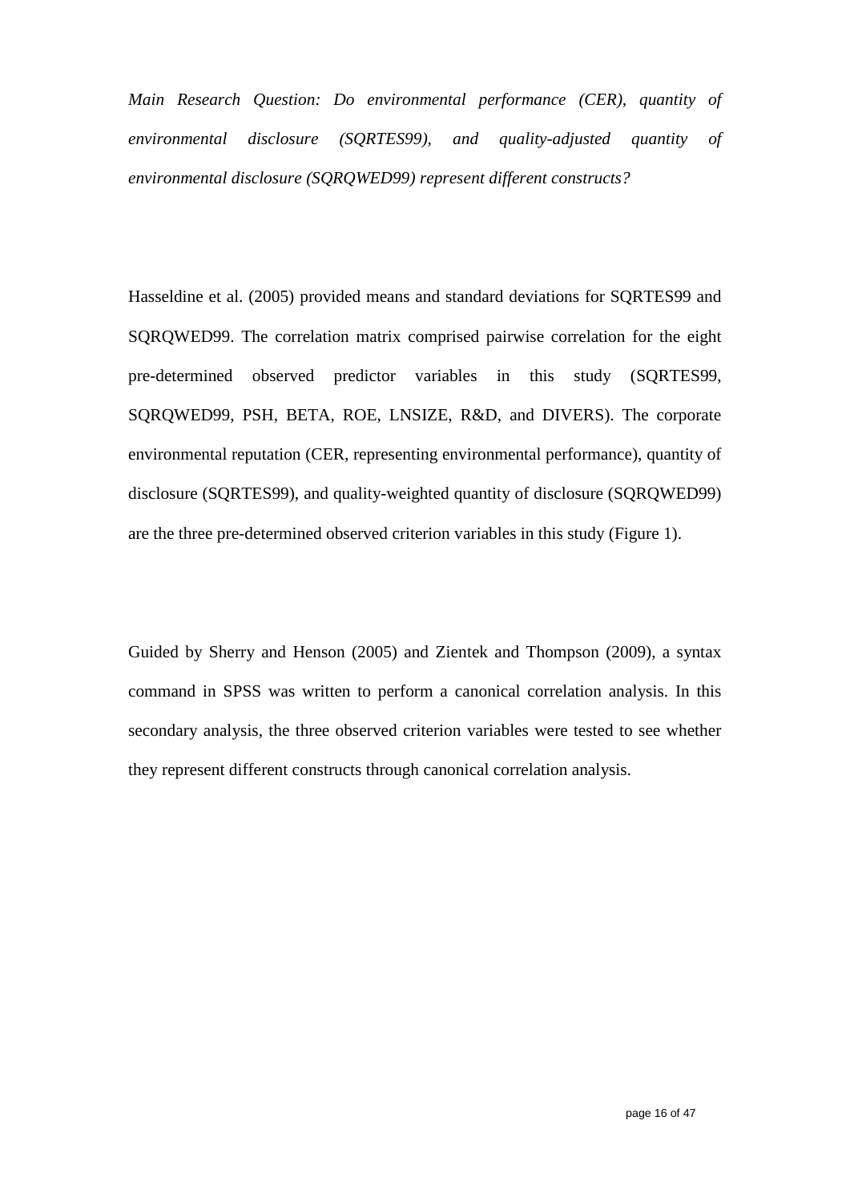*Main Research Question: Do environmental performance (CER), quantity of environmental disclosure (SQRTES99), and quality-adjusted quantity of environmental disclosure (SQRQWED99) represent different constructs?*

Hasseldine et al. (2005) provided means and standard deviations for SQRTES99 and SQRQWED99. The correlation matrix comprised pairwise correlation for the eight pre-determined observed predictor variables in this study (SQRTES99, SQRQWED99, PSH, BETA, ROE, LNSIZE, R&D, and DIVERS). The corporate environmental reputation (CER, representing environmental performance), quantity of disclosure (SQRTES99), and quality-weighted quantity of disclosure (SQRQWED99) are the three pre-determined observed criterion variables in this study (Figure 1).

Guided by Sherry and Henson (2005) and Zientek and Thompson (2009), a syntax command in SPSS was written to perform a canonical correlation analysis. In this secondary analysis, the three observed criterion variables were tested to see whether they represent different constructs through canonical correlation analysis.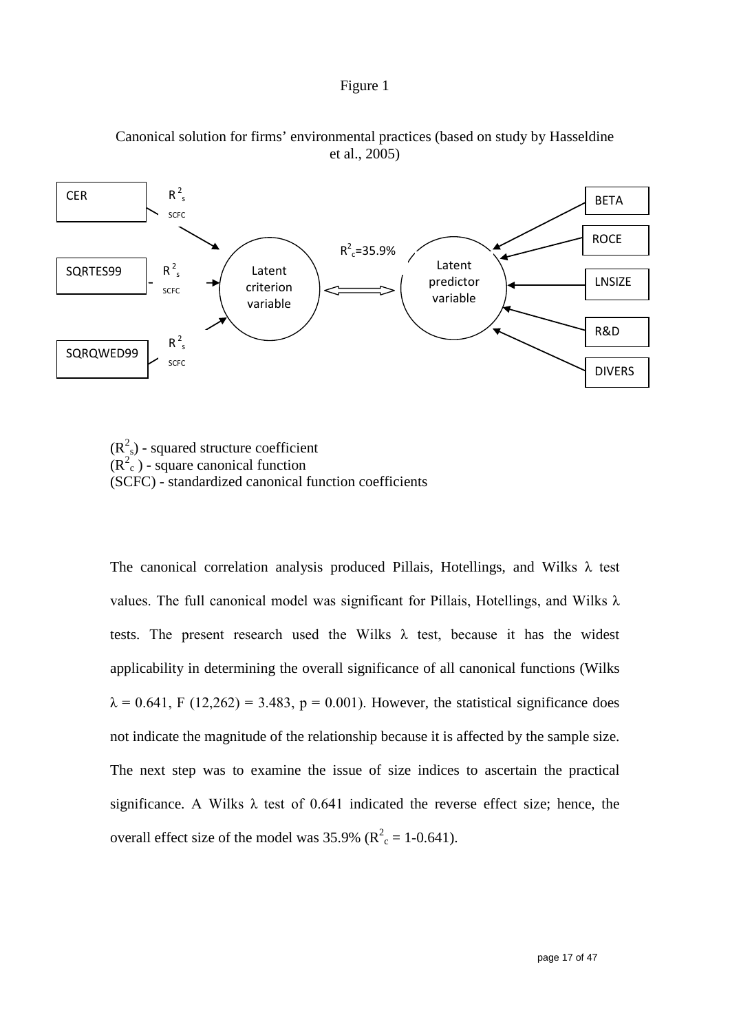Figure 1

Canonical solution for firms' environmental practices (based on study by Hasseldine et al., 2005)

CER $R^2_s$ SCFC

SQRTES99 $R^2_s$ SCFC

SQRQWED99 $R^2_s$ SCFC

Latent criterion variable

$R^2_c$=35.9%

Latent predictor variable

BETA

ROCE

LNSIZE

R&D

DIVERS

($R^2_s$) - squared structure coefficient
($R^2_c$ ) - square canonical function
(SCFC) - standardized canonical function coefficients

The canonical correlation analysis produced Pillais, Hotellings, and Wilks $\lambda$ test values. The full canonical model was significant for Pillais, Hotellings, and Wilks $\lambda$ tests. The present research used the Wilks $\lambda$ test, because it has the widest applicability in determining the overall significance of all canonical functions (Wilks $\lambda = 0.641$, $F\ (12,262) = 3.483$, $p = 0.001$). However, the statistical significance does not indicate the magnitude of the relationship because it is affected by the sample size. The next step was to examine the issue of size indices to ascertain the practical significance. A Wilks $\lambda$ test of 0.641 indicated the reverse effect size; hence, the overall effect size of the model was 35.9% ($R^2_c = 1\text{-}0.641$).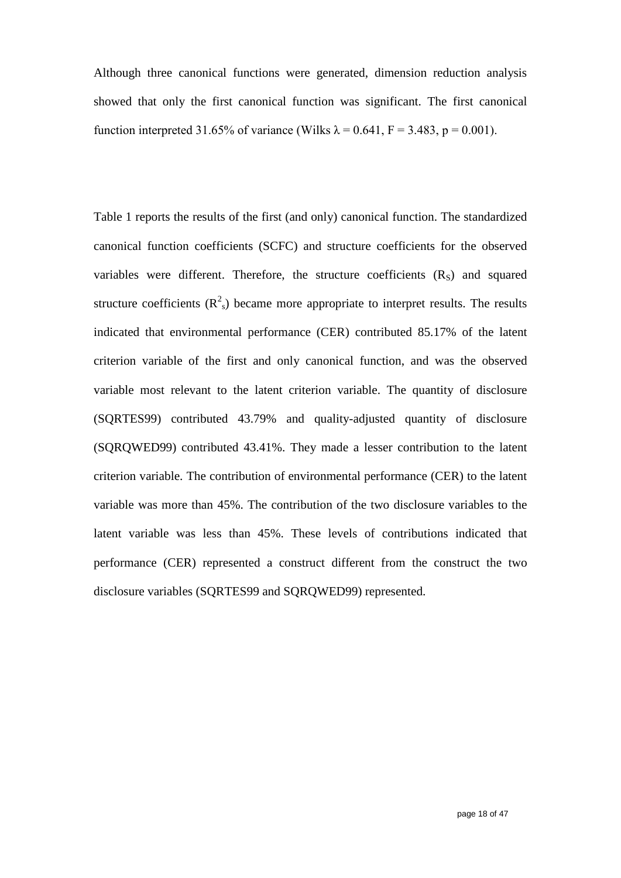Although three canonical functions were generated, dimension reduction analysis showed that only the first canonical function was significant. The first canonical function interpreted 31.65% of variance (Wilks $\lambda = 0.641$, $F = 3.483$, $p = 0.001$).

Table 1 reports the results of the first (and only) canonical function. The standardized canonical function coefficients (SCFC) and structure coefficients for the observed variables were different. Therefore, the structure coefficients ($R_S$) and squared structure coefficients ($R^2_s$) became more appropriate to interpret results. The results indicated that environmental performance (CER) contributed 85.17% of the latent criterion variable of the first and only canonical function, and was the observed variable most relevant to the latent criterion variable. The quantity of disclosure (SQRTES99) contributed 43.79% and quality-adjusted quantity of disclosure (SQRQWED99) contributed 43.41%. They made a lesser contribution to the latent criterion variable. The contribution of environmental performance (CER) to the latent variable was more than 45%. The contribution of the two disclosure variables to the latent variable was less than 45%. These levels of contributions indicated that performance (CER) represented a construct different from the construct the two disclosure variables (SQRTES99 and SQRQWED99) represented.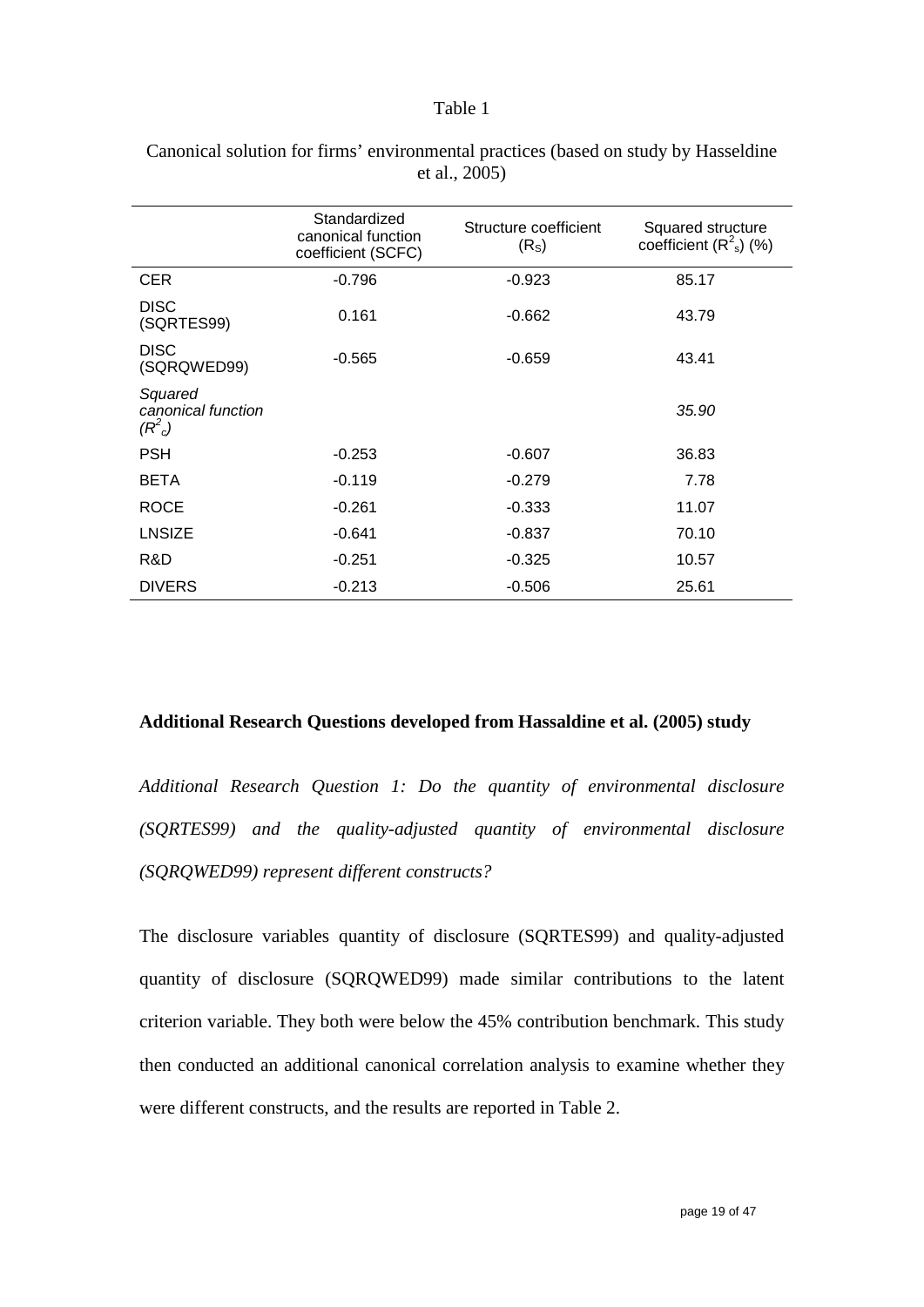Table 1

Canonical solution for firms' environmental practices (based on study by Hasseldine et al., 2005)

| | Standardized canonical function coefficient (SCFC) | Structure coefficient ($R_S$) | Squared structure coefficient ($R^2_s$) (%) |
|---|---|---|---|
| CER | -0.796 | -0.923 | 85.17 |
| DISC (SQRTES99) | 0.161 | -0.662 | 43.79 |
| DISC (SQRQWED99) | -0.565 | -0.659 | 43.41 |
| *Squared canonical function ($R^2_c$)* | | | *35.90* |
| PSH | -0.253 | -0.607 | 36.83 |
| BETA | -0.119 | -0.279 | 7.78 |
| ROCE | -0.261 | -0.333 | 11.07 |
| LNSIZE | -0.641 | -0.837 | 70.10 |
| R&D | -0.251 | -0.325 | 10.57 |
| DIVERS | -0.213 | -0.506 | 25.61 |

**Additional Research Questions developed from Hassaldine et al. (2005) study**

*Additional Research Question 1: Do the quantity of environmental disclosure (SQRTES99) and the quality-adjusted quantity of environmental disclosure (SQRQWED99) represent different constructs?*

The disclosure variables quantity of disclosure (SQRTES99) and quality-adjusted quantity of disclosure (SQRQWED99) made similar contributions to the latent criterion variable. They both were below the 45% contribution benchmark. This study then conducted an additional canonical correlation analysis to examine whether they were different constructs, and the results are reported in Table 2.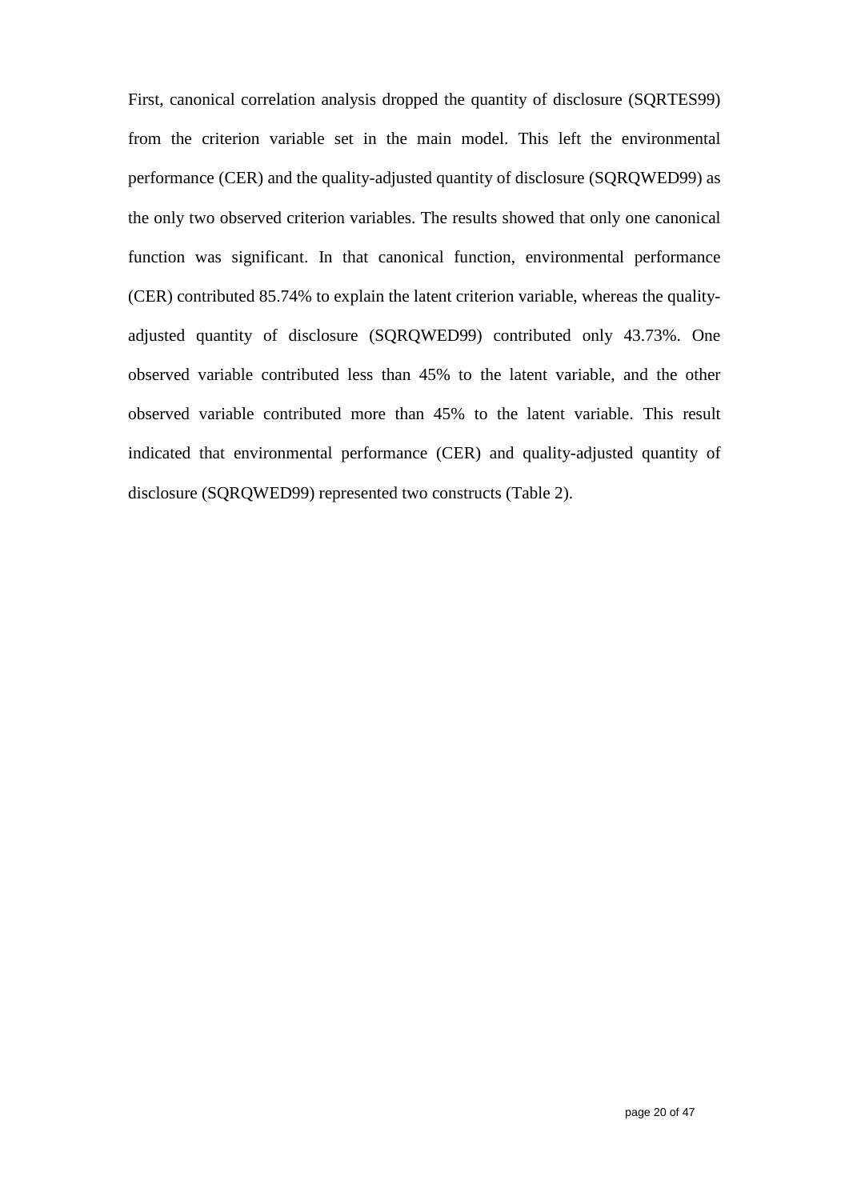First, canonical correlation analysis dropped the quantity of disclosure (SQRTES99) from the criterion variable set in the main model. This left the environmental performance (CER) and the quality-adjusted quantity of disclosure (SQRQWED99) as the only two observed criterion variables. The results showed that only one canonical function was significant. In that canonical function, environmental performance (CER) contributed 85.74% to explain the latent criterion variable, whereas the quality-adjusted quantity of disclosure (SQRQWED99) contributed only 43.73%. One observed variable contributed less than 45% to the latent variable, and the other observed variable contributed more than 45% to the latent variable. This result indicated that environmental performance (CER) and quality-adjusted quantity of disclosure (SQRQWED99) represented two constructs (Table 2).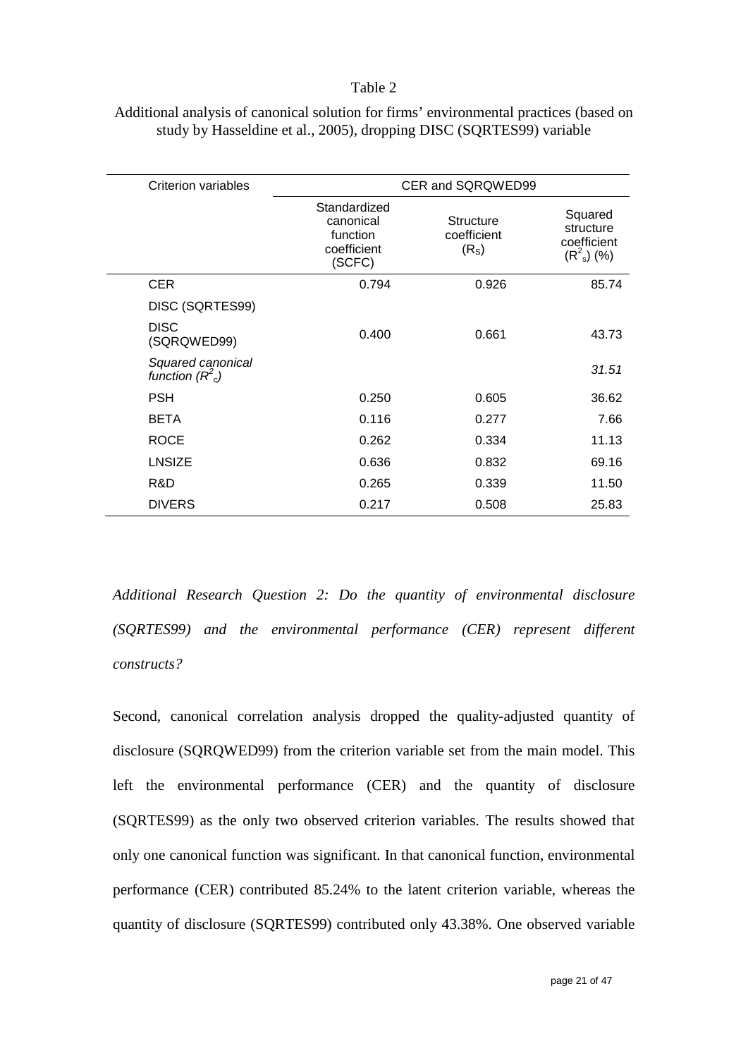Table 2

Additional analysis of canonical solution for firms' environmental practices (based on study by Hasseldine et al., 2005), dropping DISC (SQRTES99) variable

| Criterion variables | CER and SQRQWED99 | | |
|---|---|---|---|
| | Standardized canonical function coefficient (SCFC) | Structure coefficient ($R_S$) | Squared structure coefficient ($R^2_s$) (%) |
| CER | 0.794 | 0.926 | 85.74 |
| DISC (SQRTES99) | | | |
| DISC (SQRQWED99) | 0.400 | 0.661 | 43.73 |
| *Squared canonical function ($R^2_c$)* | | | *31.51* |
| PSH | 0.250 | 0.605 | 36.62 |
| BETA | 0.116 | 0.277 | 7.66 |
| ROCE | 0.262 | 0.334 | 11.13 |
| LNSIZE | 0.636 | 0.832 | 69.16 |
| R&D | 0.265 | 0.339 | 11.50 |
| DIVERS | 0.217 | 0.508 | 25.83 |

*Additional Research Question 2: Do the quantity of environmental disclosure (SQRTES99) and the environmental performance (CER) represent different constructs?*

Second, canonical correlation analysis dropped the quality-adjusted quantity of disclosure (SQRQWED99) from the criterion variable set from the main model. This left the environmental performance (CER) and the quantity of disclosure (SQRTES99) as the only two observed criterion variables. The results showed that only one canonical function was significant. In that canonical function, environmental performance (CER) contributed 85.24% to the latent criterion variable, whereas the quantity of disclosure (SQRTES99) contributed only 43.38%. One observed variable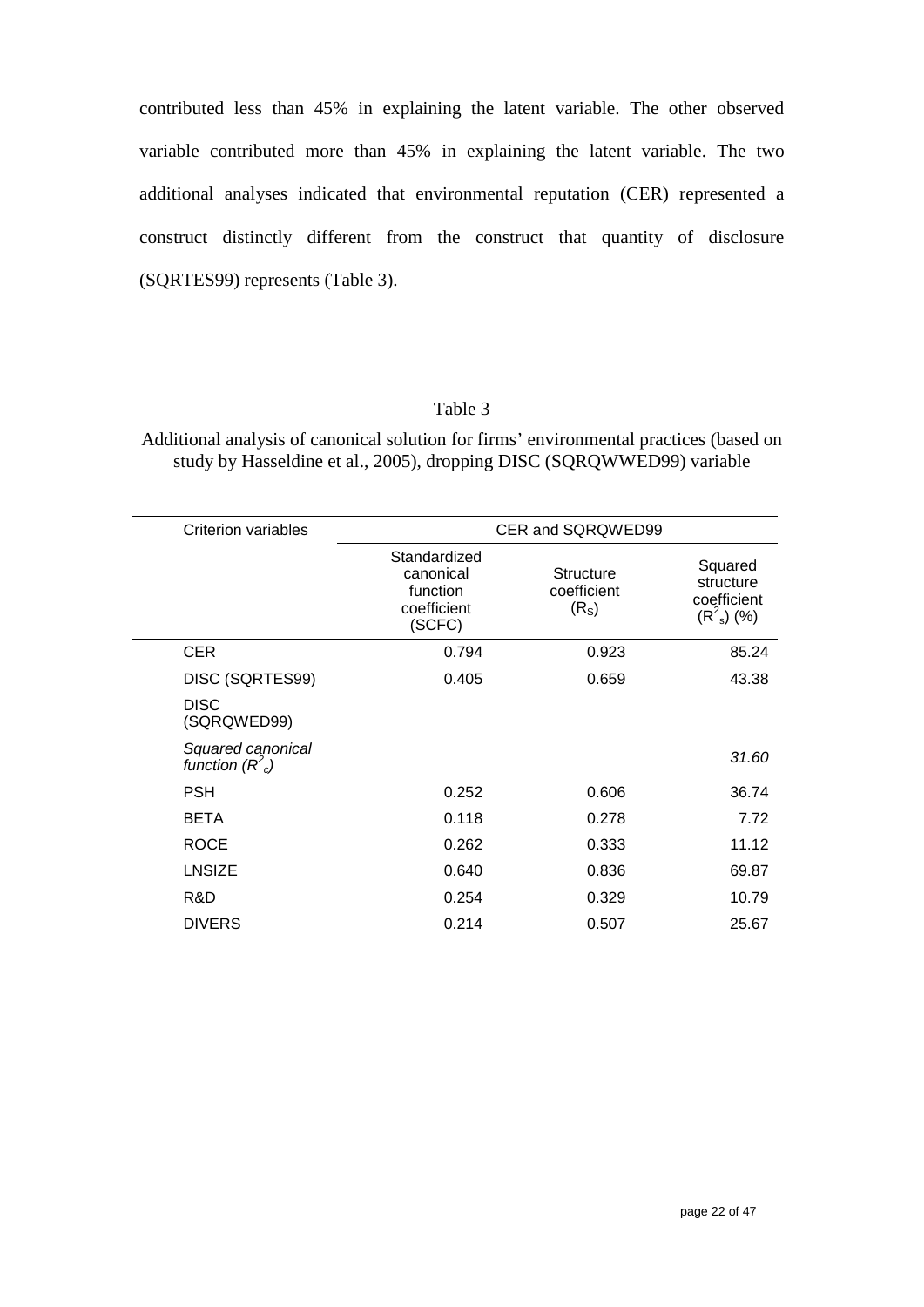contributed less than 45% in explaining the latent variable. The other observed variable contributed more than 45% in explaining the latent variable. The two additional analyses indicated that environmental reputation (CER) represented a construct distinctly different from the construct that quantity of disclosure (SQRTES99) represents (Table 3).

Table 3

Additional analysis of canonical solution for firms' environmental practices (based on study by Hasseldine et al., 2005), dropping DISC (SQRQWWED99) variable

| Criterion variables | CER and SQRQWED99 | | |
|---|---|---|---|
| | Standardized canonical function coefficient (SCFC) | Structure coefficient ($R_S$) | Squared structure coefficient ($R^2_s$) (%) |
| CER | 0.794 | 0.923 | 85.24 |
| DISC (SQRTES99) | 0.405 | 0.659 | 43.38 |
| DISC (SQRQWED99) | | | |
| *Squared canonical function ($R^2_c$)* | | | *31.60* |
| PSH | 0.252 | 0.606 | 36.74 |
| BETA | 0.118 | 0.278 | 7.72 |
| ROCE | 0.262 | 0.333 | 11.12 |
| LNSIZE | 0.640 | 0.836 | 69.87 |
| R&D | 0.254 | 0.329 | 10.79 |
| DIVERS | 0.214 | 0.507 | 25.67 |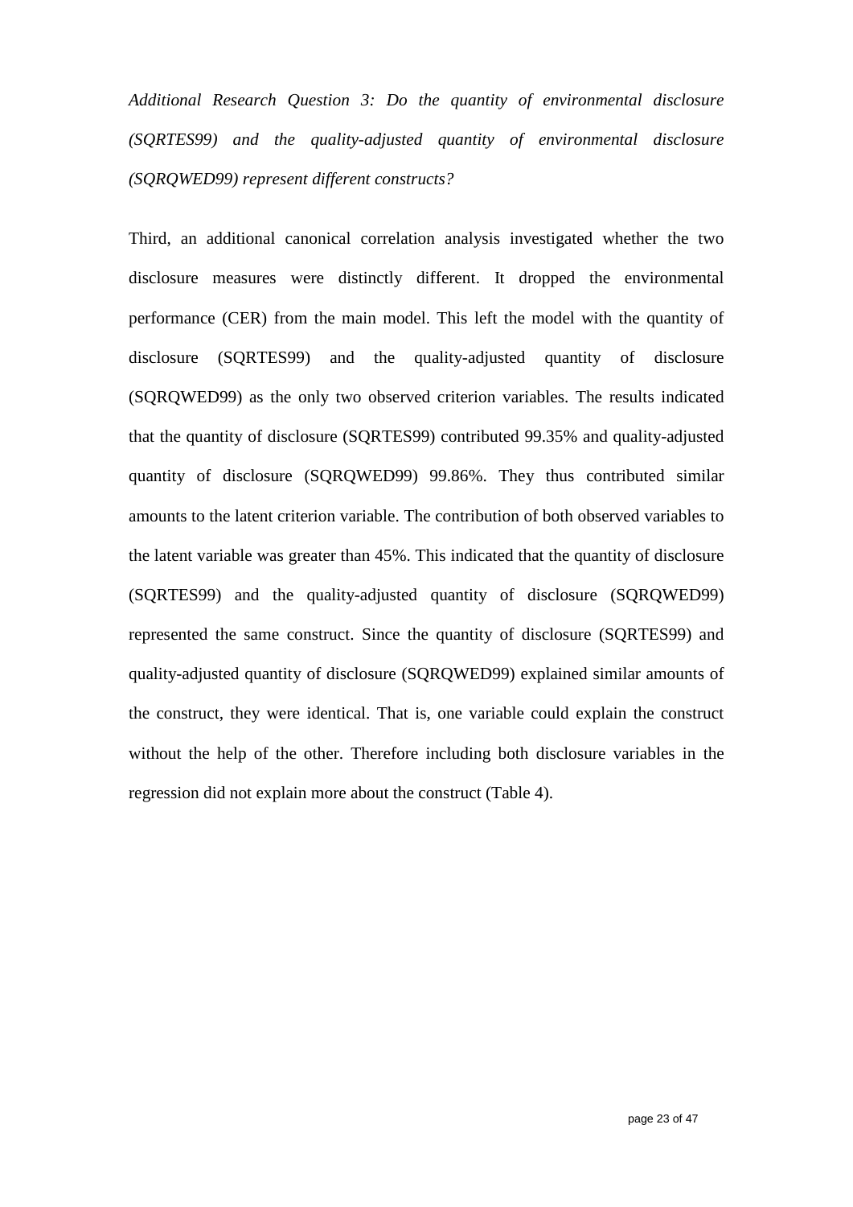*Additional Research Question 3: Do the quantity of environmental disclosure (SQRTES99) and the quality-adjusted quantity of environmental disclosure (SQRQWED99) represent different constructs?*

Third, an additional canonical correlation analysis investigated whether the two disclosure measures were distinctly different. It dropped the environmental performance (CER) from the main model. This left the model with the quantity of disclosure (SQRTES99) and the quality-adjusted quantity of disclosure (SQRQWED99) as the only two observed criterion variables. The results indicated that the quantity of disclosure (SQRTES99) contributed 99.35% and quality-adjusted quantity of disclosure (SQRQWED99) 99.86%. They thus contributed similar amounts to the latent criterion variable. The contribution of both observed variables to the latent variable was greater than 45%. This indicated that the quantity of disclosure (SQRTES99) and the quality-adjusted quantity of disclosure (SQRQWED99) represented the same construct. Since the quantity of disclosure (SQRTES99) and quality-adjusted quantity of disclosure (SQRQWED99) explained similar amounts of the construct, they were identical. That is, one variable could explain the construct without the help of the other. Therefore including both disclosure variables in the regression did not explain more about the construct (Table 4).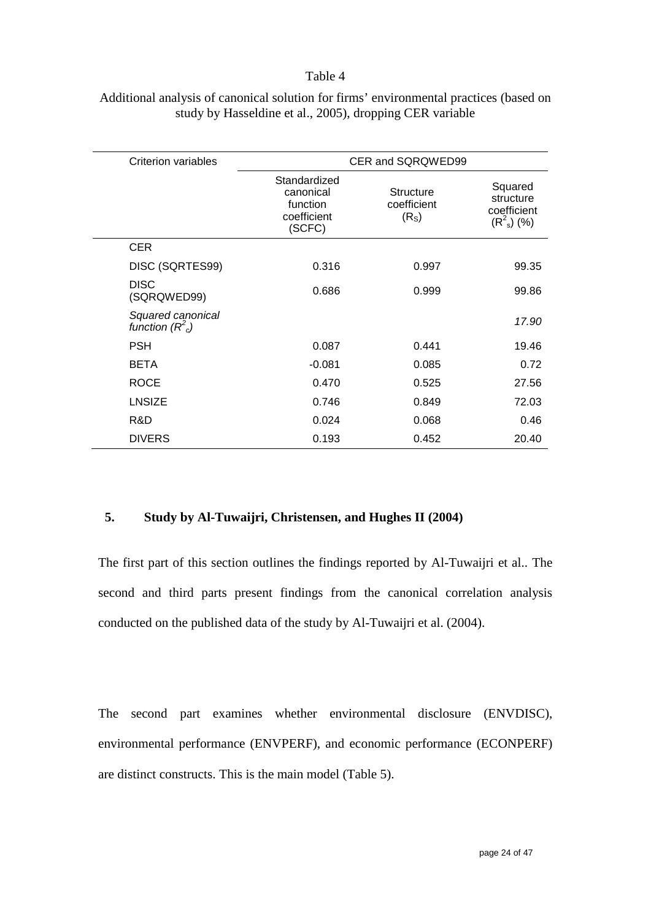Table 4

Additional analysis of canonical solution for firms' environmental practices (based on study by Hasseldine et al., 2005), dropping CER variable

| Criterion variables | CER and SQRQWED99 | | |
|---|---|---|---|
| | Standardized canonical function coefficient (SCFC) | Structure coefficient ($R_S$) | Squared structure coefficient ($R^2_s$) (%) |
| CER | | | |
| DISC (SQRTES99) | 0.316 | 0.997 | 99.35 |
| DISC (SQRQWED99) | 0.686 | 0.999 | 99.86 |
| *Squared canonical function ($R^2_c$)* | | | *17.90* |
| PSH | 0.087 | 0.441 | 19.46 |
| BETA | -0.081 | 0.085 | 0.72 |
| ROCE | 0.470 | 0.525 | 27.56 |
| LNSIZE | 0.746 | 0.849 | 72.03 |
| R&D | 0.024 | 0.068 | 0.46 |
| DIVERS | 0.193 | 0.452 | 20.40 |

## 5. Study by Al-Tuwaijri, Christensen, and Hughes II (2004)

The first part of this section outlines the findings reported by Al-Tuwaijri et al.. The second and third parts present findings from the canonical correlation analysis conducted on the published data of the study by Al-Tuwaijri et al. (2004).

The second part examines whether environmental disclosure (ENVDISC), environmental performance (ENVPERF), and economic performance (ECONPERF) are distinct constructs. This is the main model (Table 5).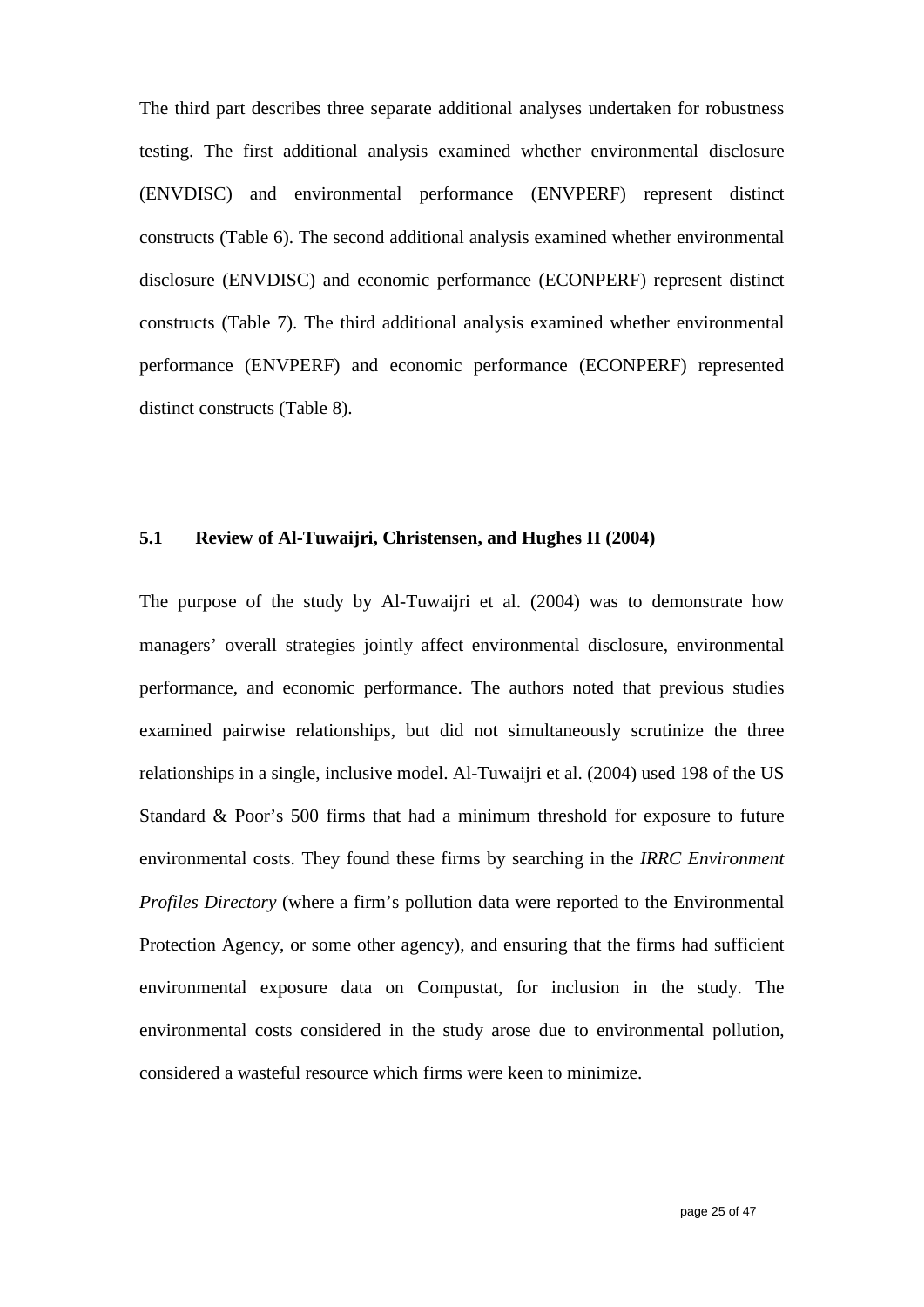The third part describes three separate additional analyses undertaken for robustness testing. The first additional analysis examined whether environmental disclosure (ENVDISC) and environmental performance (ENVPERF) represent distinct constructs (Table 6). The second additional analysis examined whether environmental disclosure (ENVDISC) and economic performance (ECONPERF) represent distinct constructs (Table 7). The third additional analysis examined whether environmental performance (ENVPERF) and economic performance (ECONPERF) represented distinct constructs (Table 8).

## 5.1 Review of Al-Tuwaijri, Christensen, and Hughes II (2004)

The purpose of the study by Al-Tuwaijri et al. (2004) was to demonstrate how managers' overall strategies jointly affect environmental disclosure, environmental performance, and economic performance. The authors noted that previous studies examined pairwise relationships, but did not simultaneously scrutinize the three relationships in a single, inclusive model. Al-Tuwaijri et al. (2004) used 198 of the US Standard & Poor's 500 firms that had a minimum threshold for exposure to future environmental costs. They found these firms by searching in the *IRRC Environment Profiles Directory* (where a firm's pollution data were reported to the Environmental Protection Agency, or some other agency), and ensuring that the firms had sufficient environmental exposure data on Compustat, for inclusion in the study. The environmental costs considered in the study arose due to environmental pollution, considered a wasteful resource which firms were keen to minimize.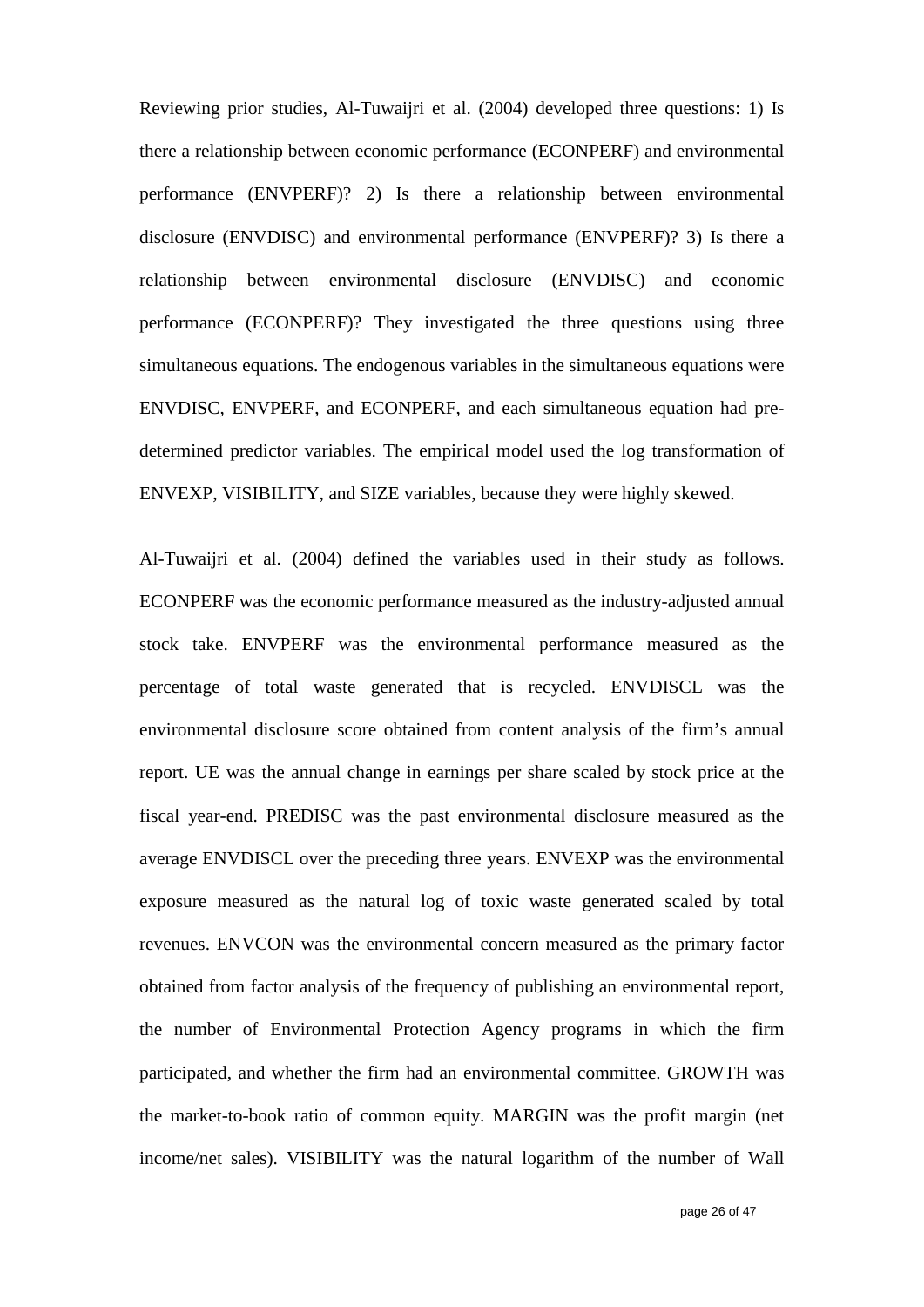Reviewing prior studies, Al-Tuwaijri et al. (2004) developed three questions: 1) Is there a relationship between economic performance (ECONPERF) and environmental performance (ENVPERF)? 2) Is there a relationship between environmental disclosure (ENVDISC) and environmental performance (ENVPERF)? 3) Is there a relationship between environmental disclosure (ENVDISC) and economic performance (ECONPERF)? They investigated the three questions using three simultaneous equations. The endogenous variables in the simultaneous equations were ENVDISC, ENVPERF, and ECONPERF, and each simultaneous equation had pre-determined predictor variables. The empirical model used the log transformation of ENVEXP, VISIBILITY, and SIZE variables, because they were highly skewed.

Al-Tuwaijri et al. (2004) defined the variables used in their study as follows. ECONPERF was the economic performance measured as the industry-adjusted annual stock take. ENVPERF was the environmental performance measured as the percentage of total waste generated that is recycled. ENVDISCL was the environmental disclosure score obtained from content analysis of the firm's annual report. UE was the annual change in earnings per share scaled by stock price at the fiscal year-end. PREDISC was the past environmental disclosure measured as the average ENVDISCL over the preceding three years. ENVEXP was the environmental exposure measured as the natural log of toxic waste generated scaled by total revenues. ENVCON was the environmental concern measured as the primary factor obtained from factor analysis of the frequency of publishing an environmental report, the number of Environmental Protection Agency programs in which the firm participated, and whether the firm had an environmental committee. GROWTH was the market-to-book ratio of common equity. MARGIN was the profit margin (net income/net sales). VISIBILITY was the natural logarithm of the number of Wall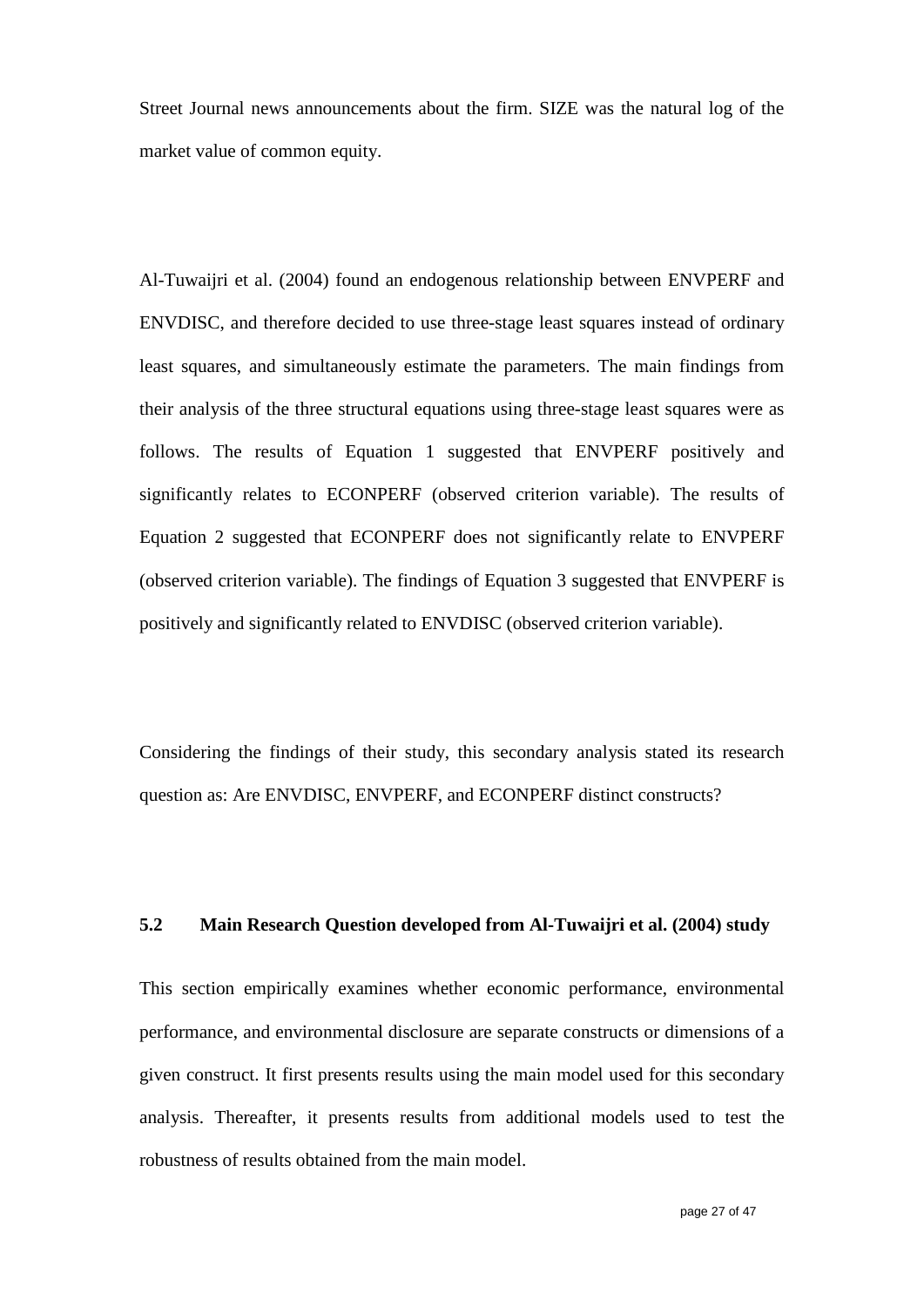Street Journal news announcements about the firm. SIZE was the natural log of the market value of common equity.

Al-Tuwaijri et al. (2004) found an endogenous relationship between ENVPERF and ENVDISC, and therefore decided to use three-stage least squares instead of ordinary least squares, and simultaneously estimate the parameters. The main findings from their analysis of the three structural equations using three-stage least squares were as follows. The results of Equation 1 suggested that ENVPERF positively and significantly relates to ECONPERF (observed criterion variable). The results of Equation 2 suggested that ECONPERF does not significantly relate to ENVPERF (observed criterion variable). The findings of Equation 3 suggested that ENVPERF is positively and significantly related to ENVDISC (observed criterion variable).

Considering the findings of their study, this secondary analysis stated its research question as: Are ENVDISC, ENVPERF, and ECONPERF distinct constructs?

## 5.2 Main Research Question developed from Al-Tuwaijri et al. (2004) study

This section empirically examines whether economic performance, environmental performance, and environmental disclosure are separate constructs or dimensions of a given construct. It first presents results using the main model used for this secondary analysis. Thereafter, it presents results from additional models used to test the robustness of results obtained from the main model.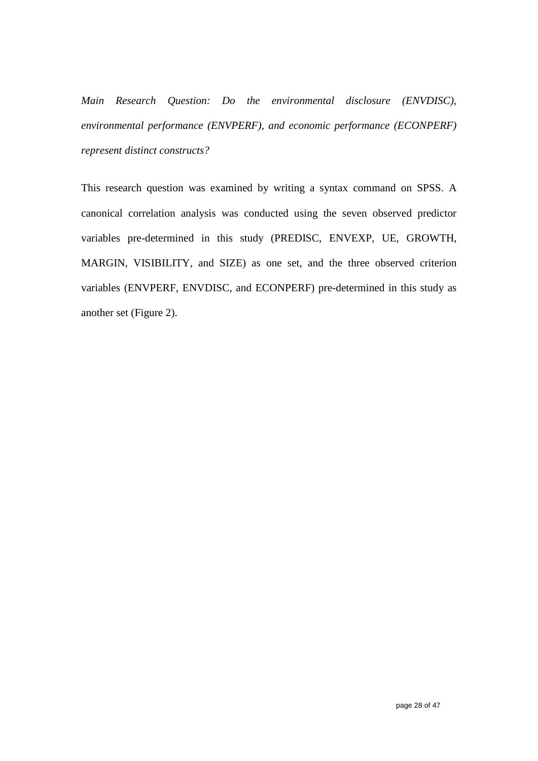*Main Research Question: Do the environmental disclosure (ENVDISC), environmental performance (ENVPERF), and economic performance (ECONPERF) represent distinct constructs?*

This research question was examined by writing a syntax command on SPSS. A canonical correlation analysis was conducted using the seven observed predictor variables pre-determined in this study (PREDISC, ENVEXP, UE, GROWTH, MARGIN, VISIBILITY, and SIZE) as one set, and the three observed criterion variables (ENVPERF, ENVDISC, and ECONPERF) pre-determined in this study as another set (Figure 2).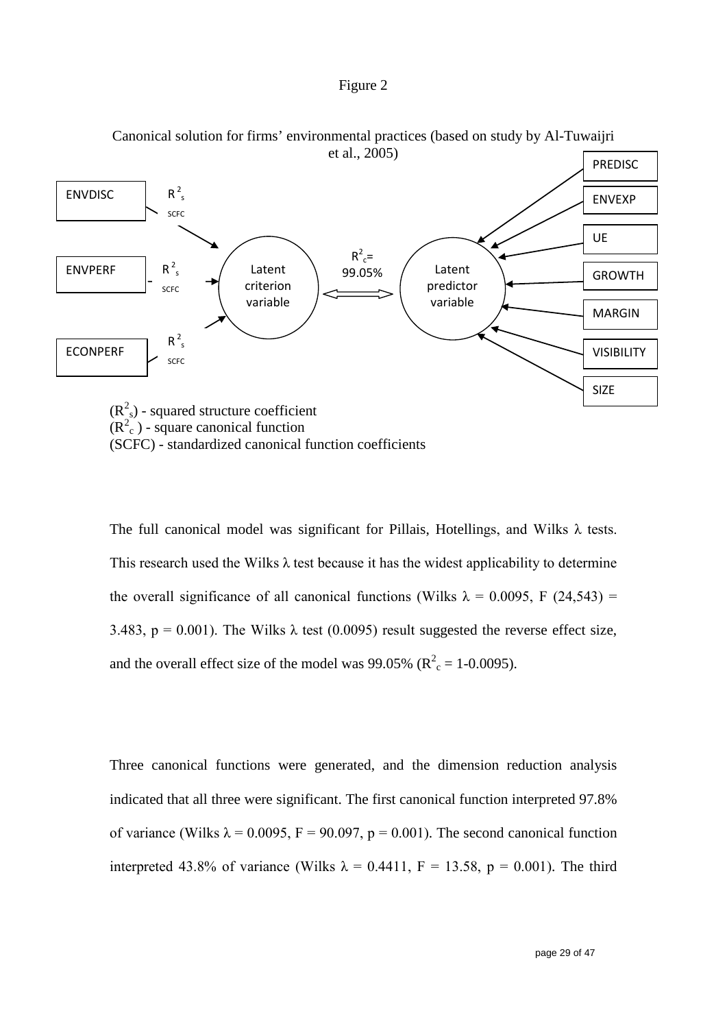Figure 2

Canonical solution for firms' environmental practices (based on study by Al-Tuwaijri et al., 2005)

ENVDISC $R^2_s$ SCFC

ENVPERF $R^2_s$ SCFC

ECONPERF $R^2_s$ SCFC

Latent criterion variable

$R^2_c$= 99.05%

Latent predictor variable

PREDISC

ENVEXP

UE

GROWTH

MARGIN

VISIBILITY

SIZE

($R^2_s$) - squared structure coefficient
($R^2_c$ ) - square canonical function
(SCFC) - standardized canonical function coefficients

The full canonical model was significant for Pillais, Hotellings, and Wilks λ tests. This research used the Wilks λ test because it has the widest applicability to determine the overall significance of all canonical functions (Wilks λ = 0.0095, F (24,543) = 3.483, p = 0.001). The Wilks λ test (0.0095) result suggested the reverse effect size, and the overall effect size of the model was 99.05% ($R^2_c$ = 1-0.0095).

Three canonical functions were generated, and the dimension reduction analysis indicated that all three were significant. The first canonical function interpreted 97.8% of variance (Wilks λ = 0.0095, F = 90.097, p = 0.001). The second canonical function interpreted 43.8% of variance (Wilks λ = 0.4411, F = 13.58, p = 0.001). The third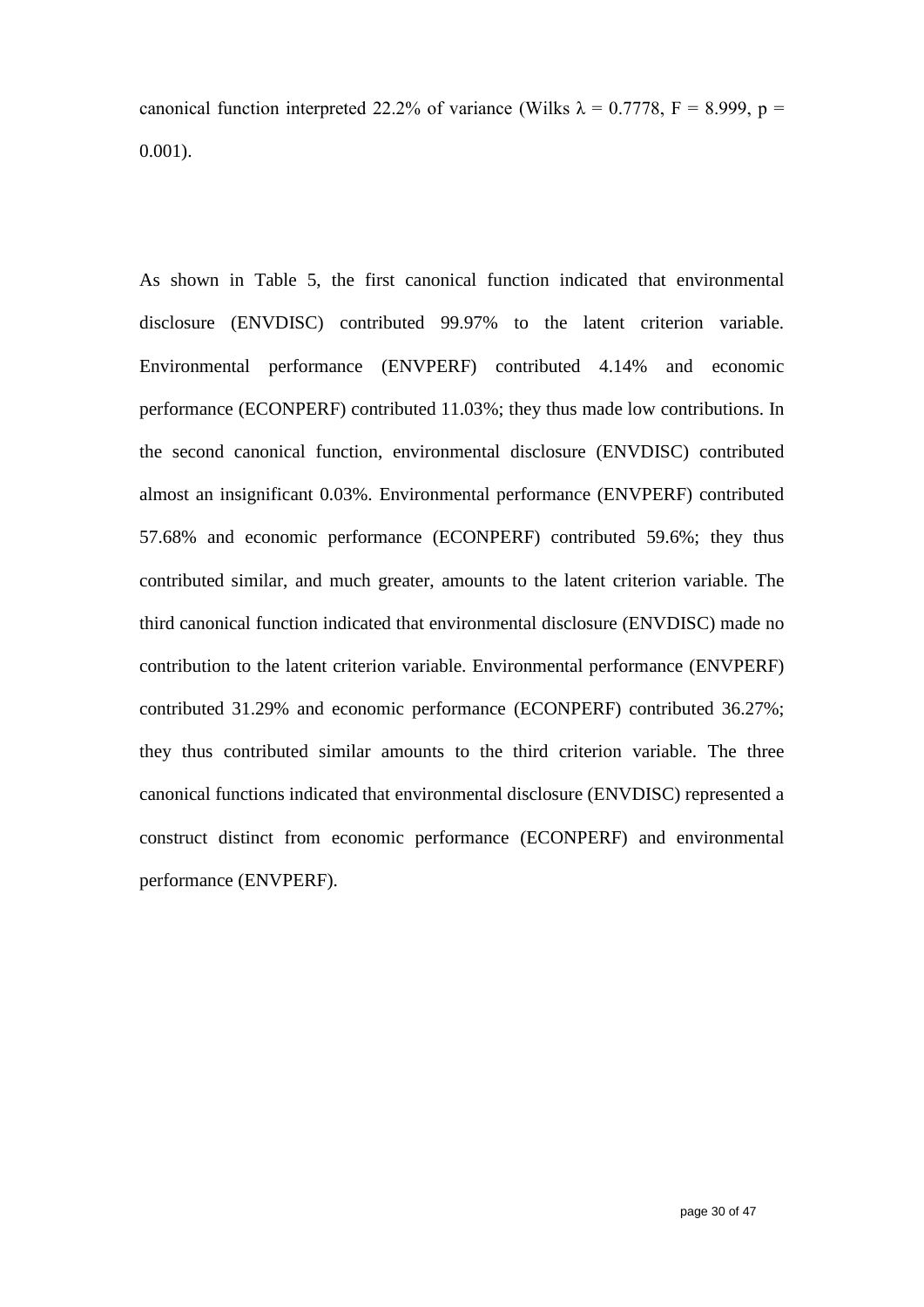canonical function interpreted 22.2% of variance (Wilks $\lambda = 0.7778$, $F = 8.999$, $p = 0.001$).

As shown in Table 5, the first canonical function indicated that environmental disclosure (ENVDISC) contributed 99.97% to the latent criterion variable. Environmental performance (ENVPERF) contributed 4.14% and economic performance (ECONPERF) contributed 11.03%; they thus made low contributions. In the second canonical function, environmental disclosure (ENVDISC) contributed almost an insignificant 0.03%. Environmental performance (ENVPERF) contributed 57.68% and economic performance (ECONPERF) contributed 59.6%; they thus contributed similar, and much greater, amounts to the latent criterion variable. The third canonical function indicated that environmental disclosure (ENVDISC) made no contribution to the latent criterion variable. Environmental performance (ENVPERF) contributed 31.29% and economic performance (ECONPERF) contributed 36.27%; they thus contributed similar amounts to the third criterion variable. The three canonical functions indicated that environmental disclosure (ENVDISC) represented a construct distinct from economic performance (ECONPERF) and environmental performance (ENVPERF).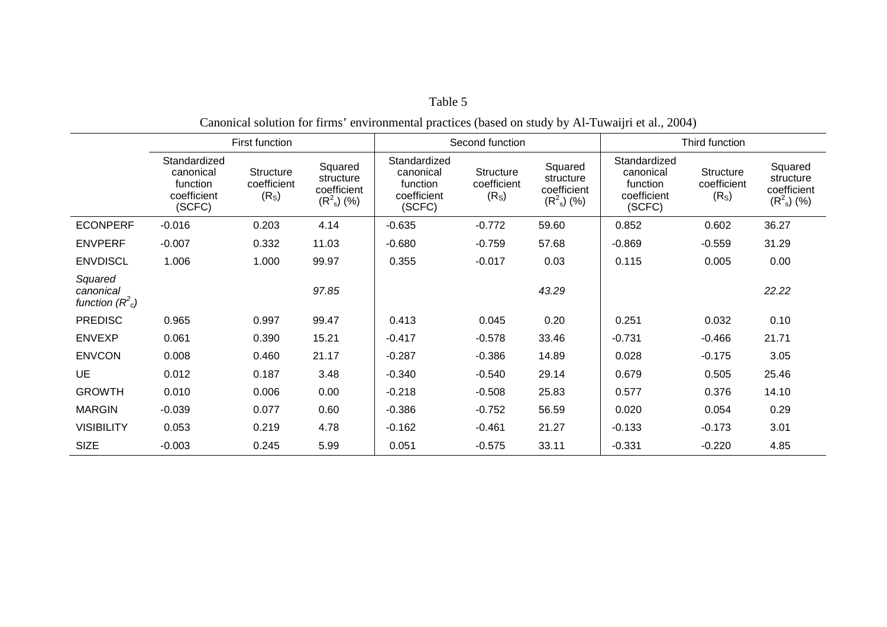Table 5

Canonical solution for firms' environmental practices (based on study by Al-Tuwaijri et al., 2004)

| | First function | | | Second function | | | Third function | | |
|---|---|---|---|---|---|---|---|---|---|
| | Standardized canonical function coefficient (SCFC) | Structure coefficient ($R_S$) | Squared structure coefficient ($R^2_s$) (%) | Standardized canonical function coefficient (SCFC) | Structure coefficient ($R_S$) | Squared structure coefficient ($R^2_s$) (%) | Standardized canonical function coefficient (SCFC) | Structure coefficient ($R_S$) | Squared structure coefficient ($R^2_s$) (%) |
| ECONPERF | -0.016 | 0.203 | 4.14 | -0.635 | -0.772 | 59.60 | 0.852 | 0.602 | 36.27 |
| ENVPERF | -0.007 | 0.332 | 11.03 | -0.680 | -0.759 | 57.68 | -0.869 | -0.559 | 31.29 |
| ENVDISCL | 1.006 | 1.000 | 99.97 | 0.355 | -0.017 | 0.03 | 0.115 | 0.005 | 0.00 |
| *Squared canonical function ($R^2_c$)* | | | *97.85* | | | *43.29* | | | *22.22* |
| PREDISC | 0.965 | 0.997 | 99.47 | 0.413 | 0.045 | 0.20 | 0.251 | 0.032 | 0.10 |
| ENVEXP | 0.061 | 0.390 | 15.21 | -0.417 | -0.578 | 33.46 | -0.731 | -0.466 | 21.71 |
| ENVCON | 0.008 | 0.460 | 21.17 | -0.287 | -0.386 | 14.89 | 0.028 | -0.175 | 3.05 |
| UE | 0.012 | 0.187 | 3.48 | -0.340 | -0.540 | 29.14 | 0.679 | 0.505 | 25.46 |
| GROWTH | 0.010 | 0.006 | 0.00 | -0.218 | -0.508 | 25.83 | 0.577 | 0.376 | 14.10 |
| MARGIN | -0.039 | 0.077 | 0.60 | -0.386 | -0.752 | 56.59 | 0.020 | 0.054 | 0.29 |
| VISIBILITY | 0.053 | 0.219 | 4.78 | -0.162 | -0.461 | 21.27 | -0.133 | -0.173 | 3.01 |
| SIZE | -0.003 | 0.245 | 5.99 | 0.051 | -0.575 | 33.11 | -0.331 | -0.220 | 4.85 |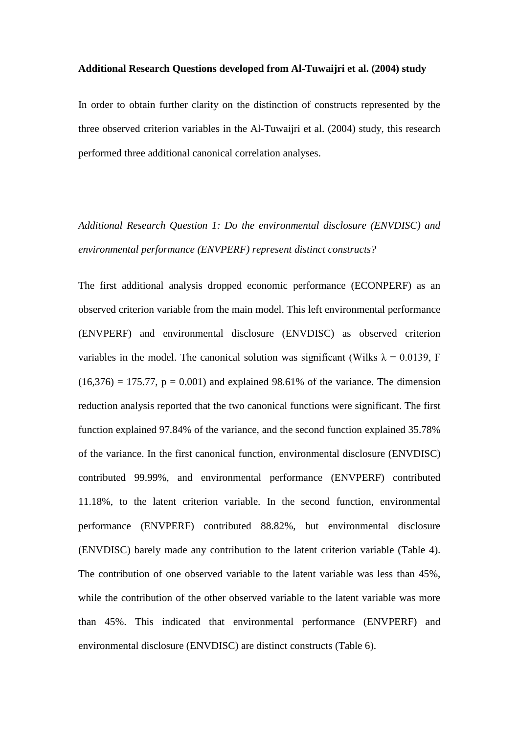**Additional Research Questions developed from Al-Tuwaijri et al. (2004) study**

In order to obtain further clarity on the distinction of constructs represented by the three observed criterion variables in the Al-Tuwaijri et al. (2004) study, this research performed three additional canonical correlation analyses.

*Additional Research Question 1: Do the environmental disclosure (ENVDISC) and environmental performance (ENVPERF) represent distinct constructs?*

The first additional analysis dropped economic performance (ECONPERF) as an observed criterion variable from the main model. This left environmental performance (ENVPERF) and environmental disclosure (ENVDISC) as observed criterion variables in the model. The canonical solution was significant (Wilks $\lambda = 0.0139$, $F(16,376) = 175.77$, $p = 0.001$) and explained 98.61% of the variance. The dimension reduction analysis reported that the two canonical functions were significant. The first function explained 97.84% of the variance, and the second function explained 35.78% of the variance. In the first canonical function, environmental disclosure (ENVDISC) contributed 99.99%, and environmental performance (ENVPERF) contributed 11.18%, to the latent criterion variable. In the second function, environmental performance (ENVPERF) contributed 88.82%, but environmental disclosure (ENVDISC) barely made any contribution to the latent criterion variable (Table 4). The contribution of one observed variable to the latent variable was less than 45%, while the contribution of the other observed variable to the latent variable was more than 45%. This indicated that environmental performance (ENVPERF) and environmental disclosure (ENVDISC) are distinct constructs (Table 6).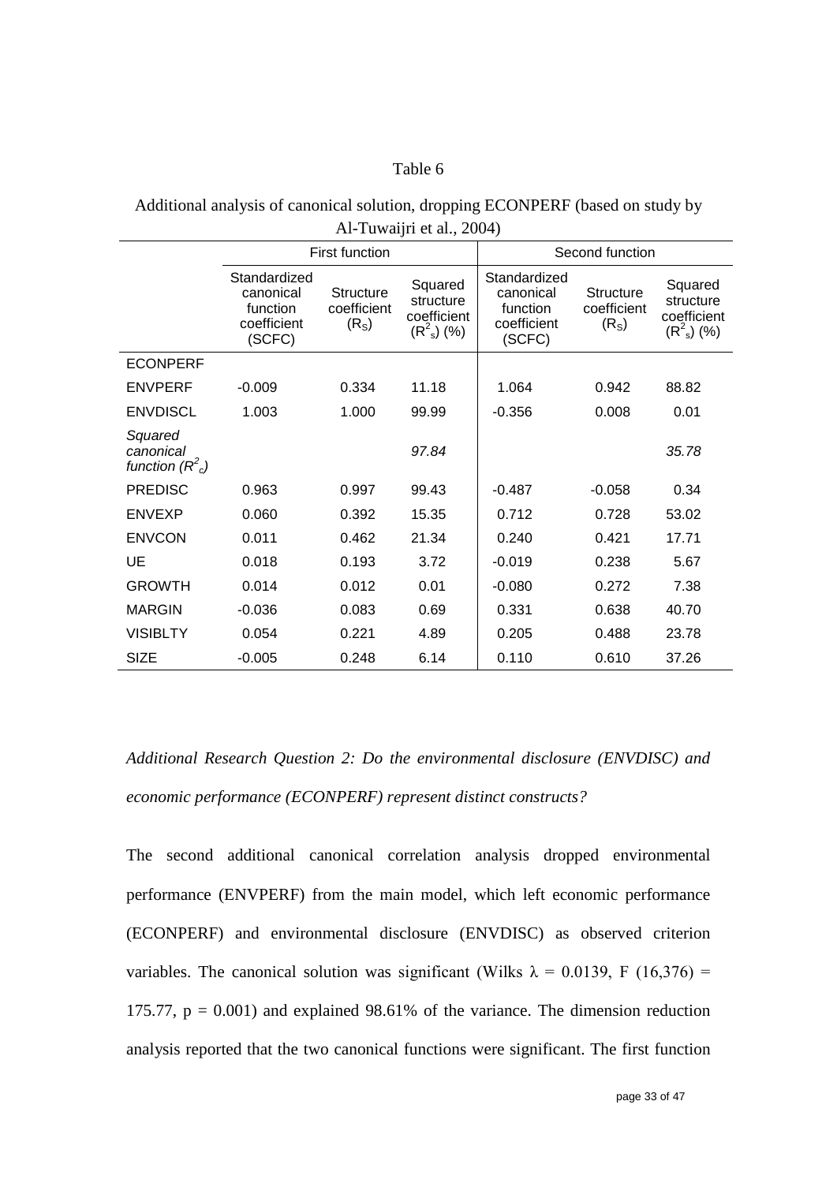Table 6

Additional analysis of canonical solution, dropping ECONPERF (based on study by Al-Tuwaijri et al., 2004)

| | First function | | | Second function | | |
|---|---|---|---|---|---|---|
| | Standardized canonical function coefficient (SCFC) | Structure coefficient ($R_S$) | Squared structure coefficient ($R^2_s$) (%) | Standardized canonical function coefficient (SCFC) | Structure coefficient ($R_S$) | Squared structure coefficient ($R^2_s$) (%) |
| ECONPERF | | | | | | |
| ENVPERF | -0.009 | 0.334 | 11.18 | 1.064 | 0.942 | 88.82 |
| ENVDISCL | 1.003 | 1.000 | 99.99 | -0.356 | 0.008 | 0.01 |
| *Squared canonical function ($R^2_c$)* | | | *97.84* | | | *35.78* |
| PREDISC | 0.963 | 0.997 | 99.43 | -0.487 | -0.058 | 0.34 |
| ENVEXP | 0.060 | 0.392 | 15.35 | 0.712 | 0.728 | 53.02 |
| ENVCON | 0.011 | 0.462 | 21.34 | 0.240 | 0.421 | 17.71 |
| UE | 0.018 | 0.193 | 3.72 | -0.019 | 0.238 | 5.67 |
| GROWTH | 0.014 | 0.012 | 0.01 | -0.080 | 0.272 | 7.38 |
| MARGIN | -0.036 | 0.083 | 0.69 | 0.331 | 0.638 | 40.70 |
| VISIBLTY | 0.054 | 0.221 | 4.89 | 0.205 | 0.488 | 23.78 |
| SIZE | -0.005 | 0.248 | 6.14 | 0.110 | 0.610 | 37.26 |

*Additional Research Question 2: Do the environmental disclosure (ENVDISC) and economic performance (ECONPERF) represent distinct constructs?*

The second additional canonical correlation analysis dropped environmental performance (ENVPERF) from the main model, which left economic performance (ECONPERF) and environmental disclosure (ENVDISC) as observed criterion variables. The canonical solution was significant (Wilks $\lambda$ = 0.0139, F (16,376) = 175.77, p = 0.001) and explained 98.61% of the variance. The dimension reduction analysis reported that the two canonical functions were significant. The first function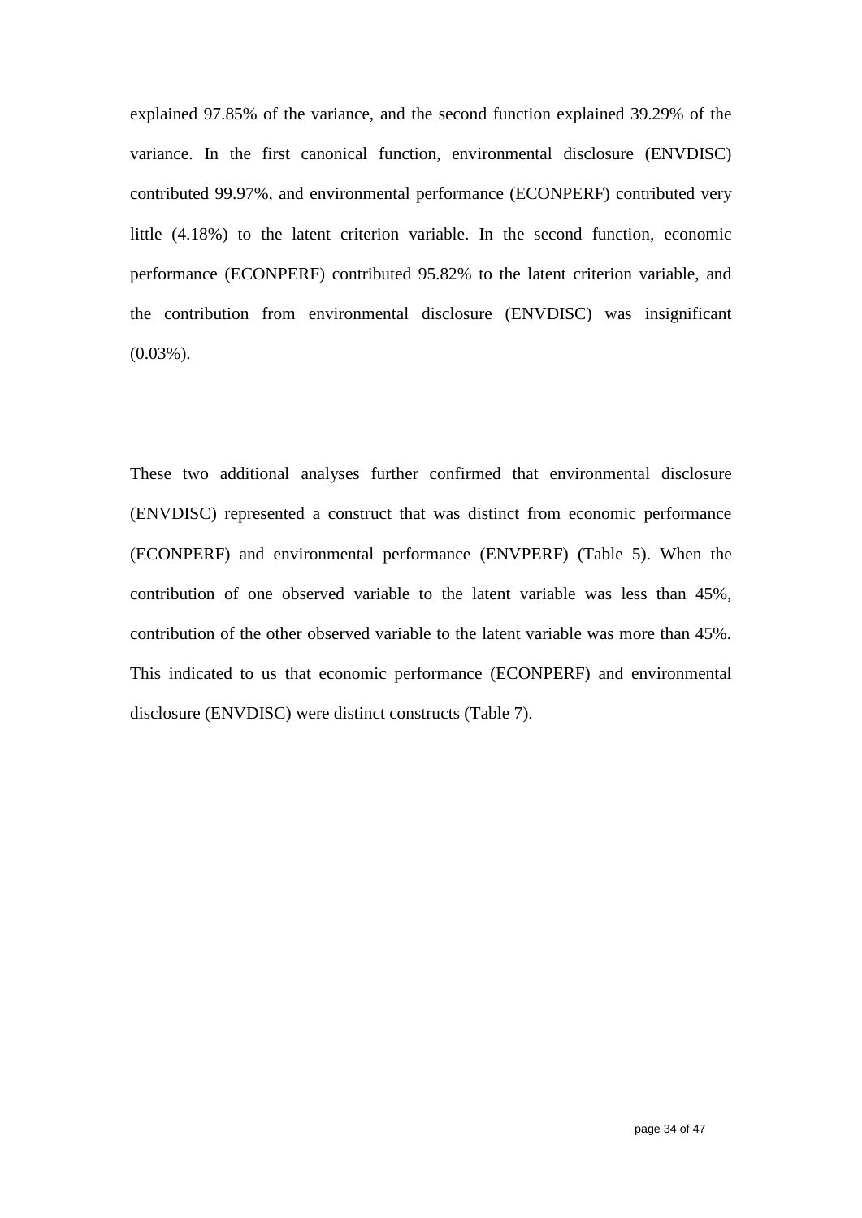explained 97.85% of the variance, and the second function explained 39.29% of the variance. In the first canonical function, environmental disclosure (ENVDISC) contributed 99.97%, and environmental performance (ECONPERF) contributed very little (4.18%) to the latent criterion variable. In the second function, economic performance (ECONPERF) contributed 95.82% to the latent criterion variable, and the contribution from environmental disclosure (ENVDISC) was insignificant (0.03%).

These two additional analyses further confirmed that environmental disclosure (ENVDISC) represented a construct that was distinct from economic performance (ECONPERF) and environmental performance (ENVPERF) (Table 5). When the contribution of one observed variable to the latent variable was less than 45%, contribution of the other observed variable to the latent variable was more than 45%. This indicated to us that economic performance (ECONPERF) and environmental disclosure (ENVDISC) were distinct constructs (Table 7).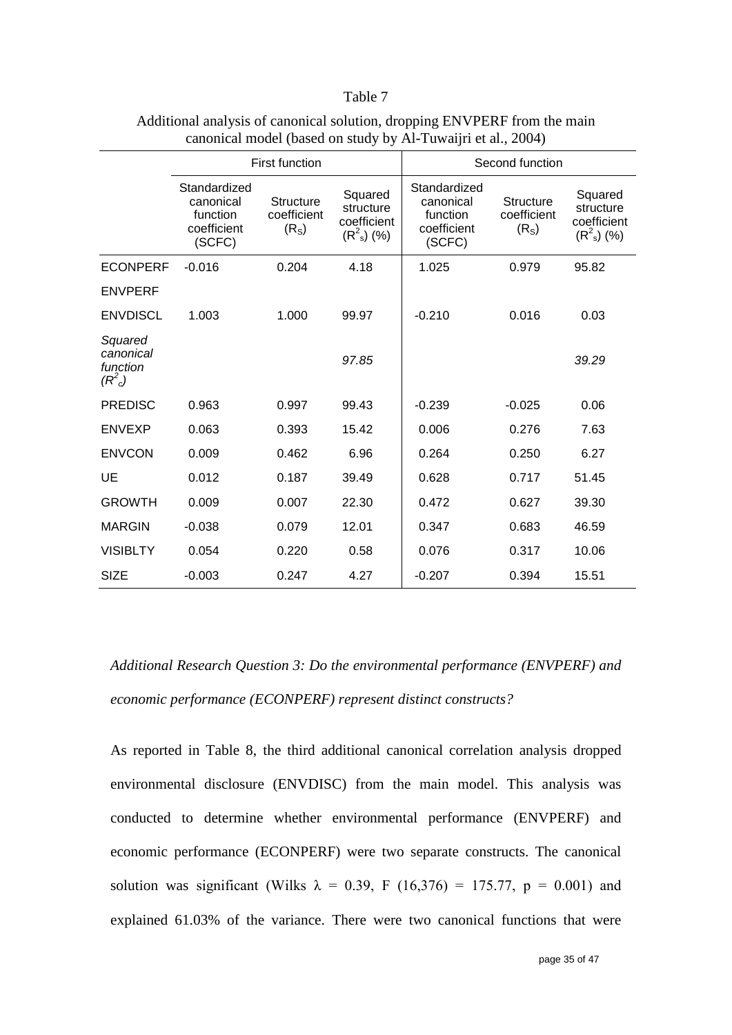Table 7

Additional analysis of canonical solution, dropping ENVPERF from the main canonical model (based on study by Al-Tuwaijri et al., 2004)

| | First function | | | Second function | | |
|---|---|---|---|---|---|---|
| | Standardized canonical function coefficient (SCFC) | Structure coefficient ($R_S$) | Squared structure coefficient ($R^2_s$) (%) | Standardized canonical function coefficient (SCFC) | Structure coefficient ($R_S$) | Squared structure coefficient ($R^2_s$) (%) |
| ECONPERF | -0.016 | 0.204 | 4.18 | 1.025 | 0.979 | 95.82 |
| ENVPERF | | | | | | |
| ENVDISCL | 1.003 | 1.000 | 99.97 | -0.210 | 0.016 | 0.03 |
| *Squared canonical function ($R^2_c$)* | | | *97.85* | | | *39.29* |
| PREDISC | 0.963 | 0.997 | 99.43 | -0.239 | -0.025 | 0.06 |
| ENVEXP | 0.063 | 0.393 | 15.42 | 0.006 | 0.276 | 7.63 |
| ENVCON | 0.009 | 0.462 | 6.96 | 0.264 | 0.250 | 6.27 |
| UE | 0.012 | 0.187 | 39.49 | 0.628 | 0.717 | 51.45 |
| GROWTH | 0.009 | 0.007 | 22.30 | 0.472 | 0.627 | 39.30 |
| MARGIN | -0.038 | 0.079 | 12.01 | 0.347 | 0.683 | 46.59 |
| VISIBLTY | 0.054 | 0.220 | 0.58 | 0.076 | 0.317 | 10.06 |
| SIZE | -0.003 | 0.247 | 4.27 | -0.207 | 0.394 | 15.51 |

*Additional Research Question 3: Do the environmental performance (ENVPERF) and economic performance (ECONPERF) represent distinct constructs?*

As reported in Table 8, the third additional canonical correlation analysis dropped environmental disclosure (ENVDISC) from the main model. This analysis was conducted to determine whether environmental performance (ENVPERF) and economic performance (ECONPERF) were two separate constructs. The canonical solution was significant (Wilks $\lambda = 0.39$, $F(16,376) = 175.77$, $p = 0.001$) and explained 61.03% of the variance. There were two canonical functions that were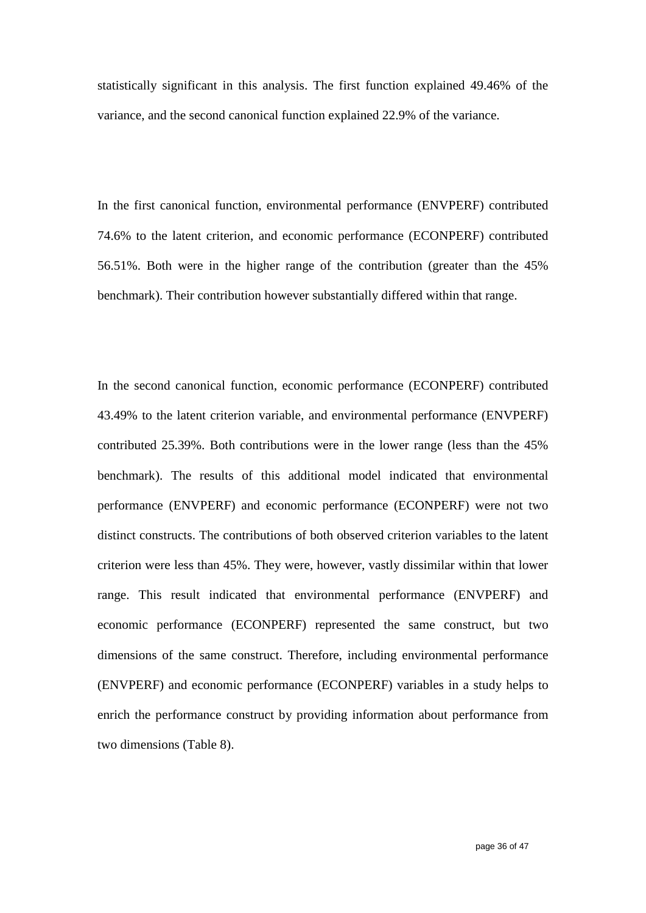statistically significant in this analysis. The first function explained 49.46% of the variance, and the second canonical function explained 22.9% of the variance.

In the first canonical function, environmental performance (ENVPERF) contributed 74.6% to the latent criterion, and economic performance (ECONPERF) contributed 56.51%. Both were in the higher range of the contribution (greater than the 45% benchmark). Their contribution however substantially differed within that range.

In the second canonical function, economic performance (ECONPERF) contributed 43.49% to the latent criterion variable, and environmental performance (ENVPERF) contributed 25.39%. Both contributions were in the lower range (less than the 45% benchmark). The results of this additional model indicated that environmental performance (ENVPERF) and economic performance (ECONPERF) were not two distinct constructs. The contributions of both observed criterion variables to the latent criterion were less than 45%. They were, however, vastly dissimilar within that lower range. This result indicated that environmental performance (ENVPERF) and economic performance (ECONPERF) represented the same construct, but two dimensions of the same construct. Therefore, including environmental performance (ENVPERF) and economic performance (ECONPERF) variables in a study helps to enrich the performance construct by providing information about performance from two dimensions (Table 8).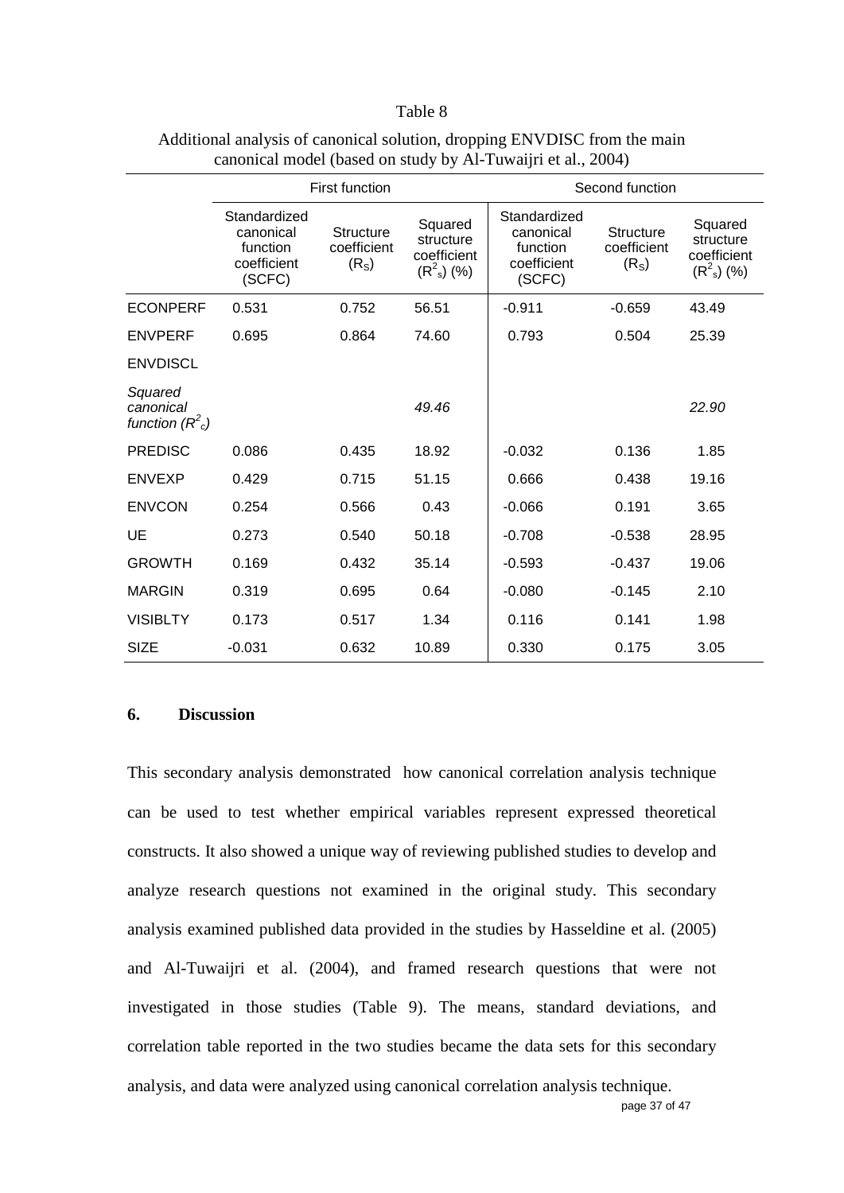Table 8

Additional analysis of canonical solution, dropping ENVDISC from the main canonical model (based on study by Al-Tuwaijri et al., 2004)

| | First function | | | Second function | | |
|---|---|---|---|---|---|---|
| | Standardized canonical function coefficient (SCFC) | Structure coefficient ($R_S$) | Squared structure coefficient ($R^2_s$) (%) | Standardized canonical function coefficient (SCFC) | Structure coefficient ($R_S$) | Squared structure coefficient ($R^2_s$) (%) |
| ECONPERF | 0.531 | 0.752 | 56.51 | -0.911 | -0.659 | 43.49 |
| ENVPERF | 0.695 | 0.864 | 74.60 | 0.793 | 0.504 | 25.39 |
| ENVDISCL | | | | | | |
| *Squared canonical function ($R^2_c$)* | | | *49.46* | | | *22.90* |
| PREDISC | 0.086 | 0.435 | 18.92 | -0.032 | 0.136 | 1.85 |
| ENVEXP | 0.429 | 0.715 | 51.15 | 0.666 | 0.438 | 19.16 |
| ENVCON | 0.254 | 0.566 | 0.43 | -0.066 | 0.191 | 3.65 |
| UE | 0.273 | 0.540 | 50.18 | -0.708 | -0.538 | 28.95 |
| GROWTH | 0.169 | 0.432 | 35.14 | -0.593 | -0.437 | 19.06 |
| MARGIN | 0.319 | 0.695 | 0.64 | -0.080 | -0.145 | 2.10 |
| VISIBLTY | 0.173 | 0.517 | 1.34 | 0.116 | 0.141 | 1.98 |
| SIZE | -0.031 | 0.632 | 10.89 | 0.330 | 0.175 | 3.05 |

## 6. Discussion

This secondary analysis demonstrated how canonical correlation analysis technique can be used to test whether empirical variables represent expressed theoretical constructs. It also showed a unique way of reviewing published studies to develop and analyze research questions not examined in the original study. This secondary analysis examined published data provided in the studies by Hasseldine et al. (2005) and Al-Tuwaijri et al. (2004), and framed research questions that were not investigated in those studies (Table 9). The means, standard deviations, and correlation table reported in the two studies became the data sets for this secondary analysis, and data were analyzed using canonical correlation analysis technique.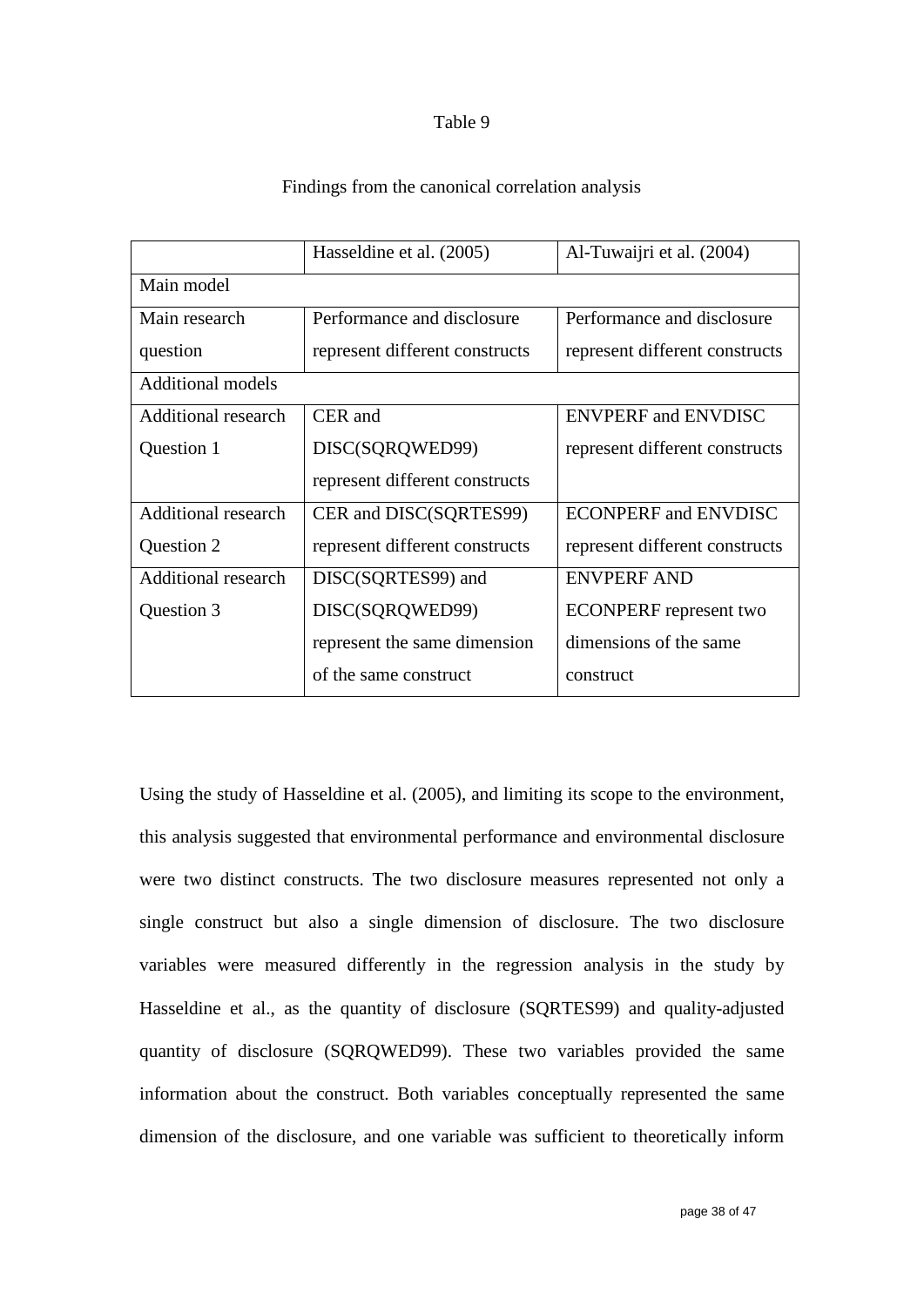Table 9

Findings from the canonical correlation analysis

| | Hasseldine et al. (2005) | Al-Tuwaijri et al. (2004) |
|---|---|---|
| Main model | | |
| Main research question | Performance and disclosure represent different constructs | Performance and disclosure represent different constructs |
| Additional models | | |
| Additional research Question 1 | CER and DISC(SQRQWED99) represent different constructs | ENVPERF and ENVDISC represent different constructs |
| Additional research Question 2 | CER and DISC(SQRTES99) represent different constructs | ECONPERF and ENVDISC represent different constructs |
| Additional research Question 3 | DISC(SQRTES99) and DISC(SQRQWED99) represent the same dimension of the same construct | ENVPERF AND ECONPERF represent two dimensions of the same construct |

Using the study of Hasseldine et al. (2005), and limiting its scope to the environment, this analysis suggested that environmental performance and environmental disclosure were two distinct constructs. The two disclosure measures represented not only a single construct but also a single dimension of disclosure. The two disclosure variables were measured differently in the regression analysis in the study by Hasseldine et al., as the quantity of disclosure (SQRTES99) and quality-adjusted quantity of disclosure (SQRQWED99). These two variables provided the same information about the construct. Both variables conceptually represented the same dimension of the disclosure, and one variable was sufficient to theoretically inform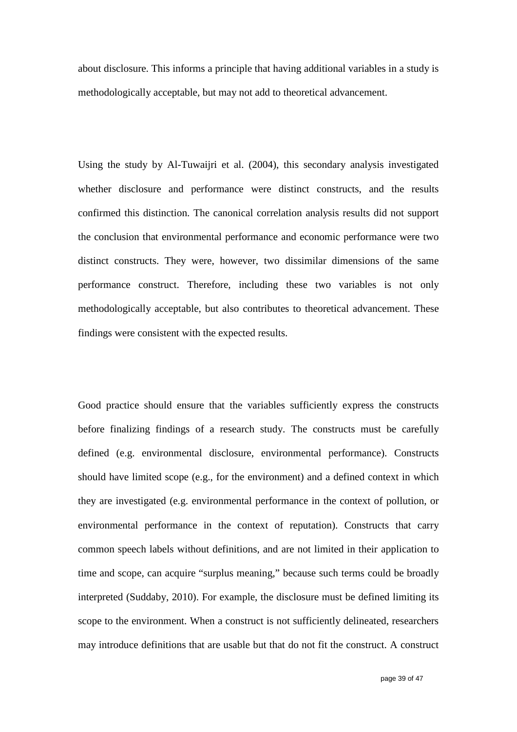about disclosure. This informs a principle that having additional variables in a study is methodologically acceptable, but may not add to theoretical advancement.

Using the study by Al-Tuwaijri et al. (2004), this secondary analysis investigated whether disclosure and performance were distinct constructs, and the results confirmed this distinction. The canonical correlation analysis results did not support the conclusion that environmental performance and economic performance were two distinct constructs. They were, however, two dissimilar dimensions of the same performance construct. Therefore, including these two variables is not only methodologically acceptable, but also contributes to theoretical advancement. These findings were consistent with the expected results.

Good practice should ensure that the variables sufficiently express the constructs before finalizing findings of a research study. The constructs must be carefully defined (e.g. environmental disclosure, environmental performance). Constructs should have limited scope (e.g., for the environment) and a defined context in which they are investigated (e.g. environmental performance in the context of pollution, or environmental performance in the context of reputation). Constructs that carry common speech labels without definitions, and are not limited in their application to time and scope, can acquire "surplus meaning," because such terms could be broadly interpreted (Suddaby, 2010). For example, the disclosure must be defined limiting its scope to the environment. When a construct is not sufficiently delineated, researchers may introduce definitions that are usable but that do not fit the construct. A construct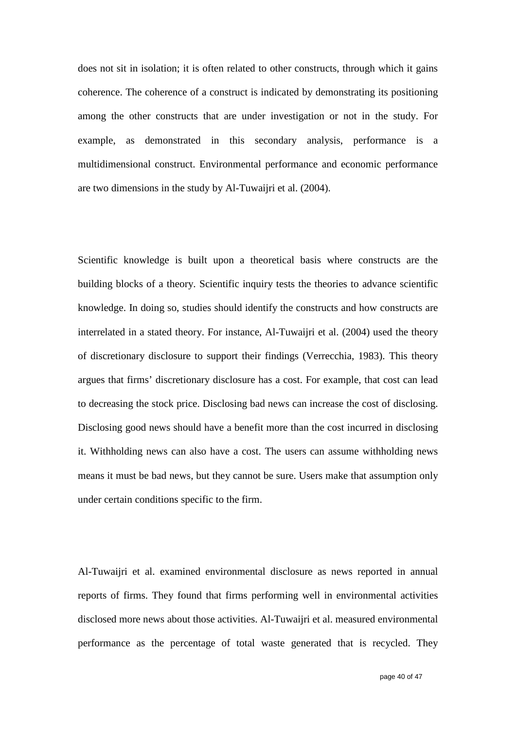does not sit in isolation; it is often related to other constructs, through which it gains coherence. The coherence of a construct is indicated by demonstrating its positioning among the other constructs that are under investigation or not in the study. For example, as demonstrated in this secondary analysis, performance is a multidimensional construct. Environmental performance and economic performance are two dimensions in the study by Al-Tuwaijri et al. (2004).

Scientific knowledge is built upon a theoretical basis where constructs are the building blocks of a theory. Scientific inquiry tests the theories to advance scientific knowledge. In doing so, studies should identify the constructs and how constructs are interrelated in a stated theory. For instance, Al-Tuwaijri et al. (2004) used the theory of discretionary disclosure to support their findings (Verrecchia, 1983). This theory argues that firms' discretionary disclosure has a cost. For example, that cost can lead to decreasing the stock price. Disclosing bad news can increase the cost of disclosing. Disclosing good news should have a benefit more than the cost incurred in disclosing it. Withholding news can also have a cost. The users can assume withholding news means it must be bad news, but they cannot be sure. Users make that assumption only under certain conditions specific to the firm.

Al-Tuwaijri et al. examined environmental disclosure as news reported in annual reports of firms. They found that firms performing well in environmental activities disclosed more news about those activities. Al-Tuwaijri et al. measured environmental performance as the percentage of total waste generated that is recycled. They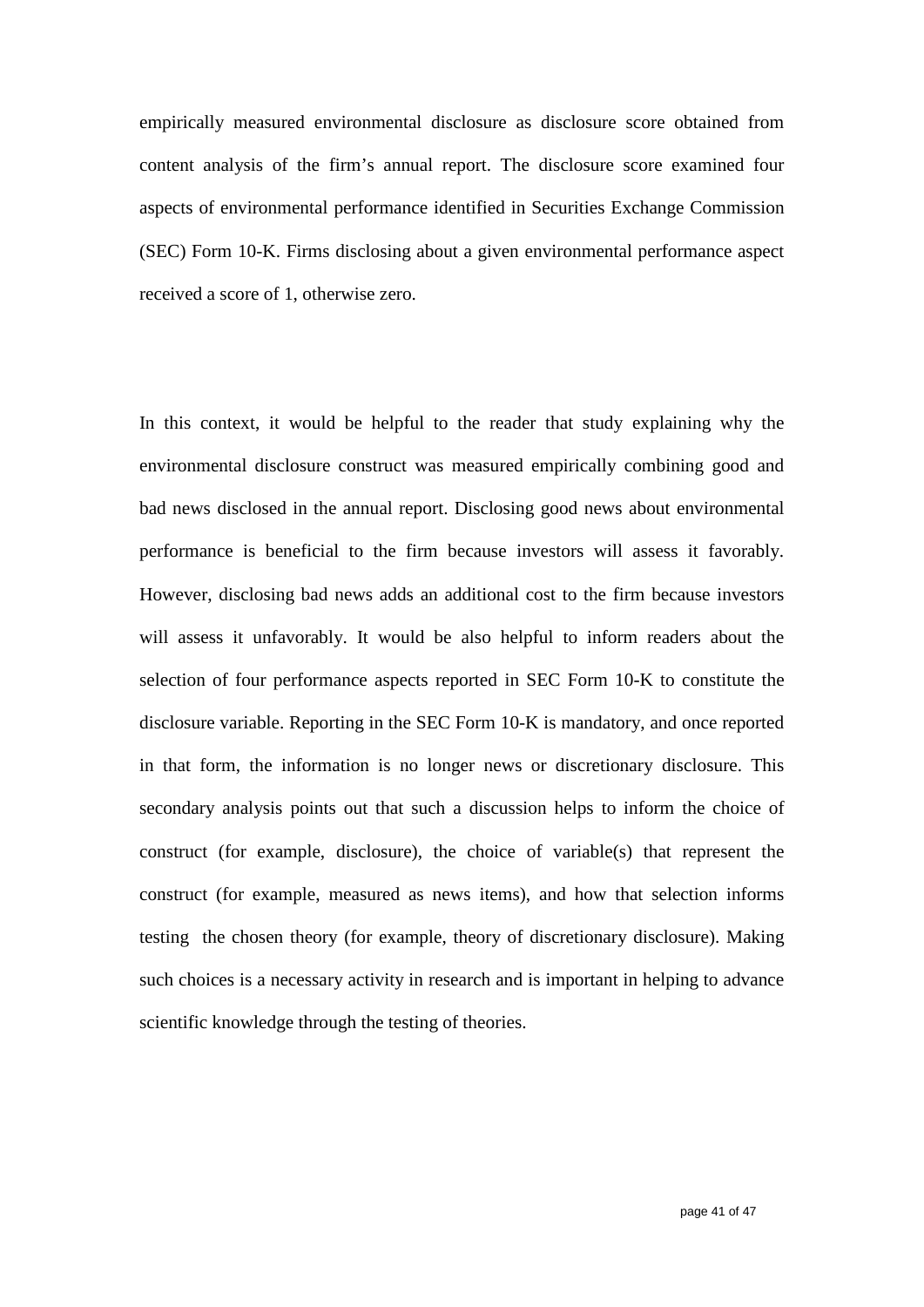empirically measured environmental disclosure as disclosure score obtained from content analysis of the firm's annual report. The disclosure score examined four aspects of environmental performance identified in Securities Exchange Commission (SEC) Form 10-K. Firms disclosing about a given environmental performance aspect received a score of 1, otherwise zero.

In this context, it would be helpful to the reader that study explaining why the environmental disclosure construct was measured empirically combining good and bad news disclosed in the annual report. Disclosing good news about environmental performance is beneficial to the firm because investors will assess it favorably. However, disclosing bad news adds an additional cost to the firm because investors will assess it unfavorably. It would be also helpful to inform readers about the selection of four performance aspects reported in SEC Form 10-K to constitute the disclosure variable. Reporting in the SEC Form 10-K is mandatory, and once reported in that form, the information is no longer news or discretionary disclosure. This secondary analysis points out that such a discussion helps to inform the choice of construct (for example, disclosure), the choice of variable(s) that represent the construct (for example, measured as news items), and how that selection informs testing the chosen theory (for example, theory of discretionary disclosure). Making such choices is a necessary activity in research and is important in helping to advance scientific knowledge through the testing of theories.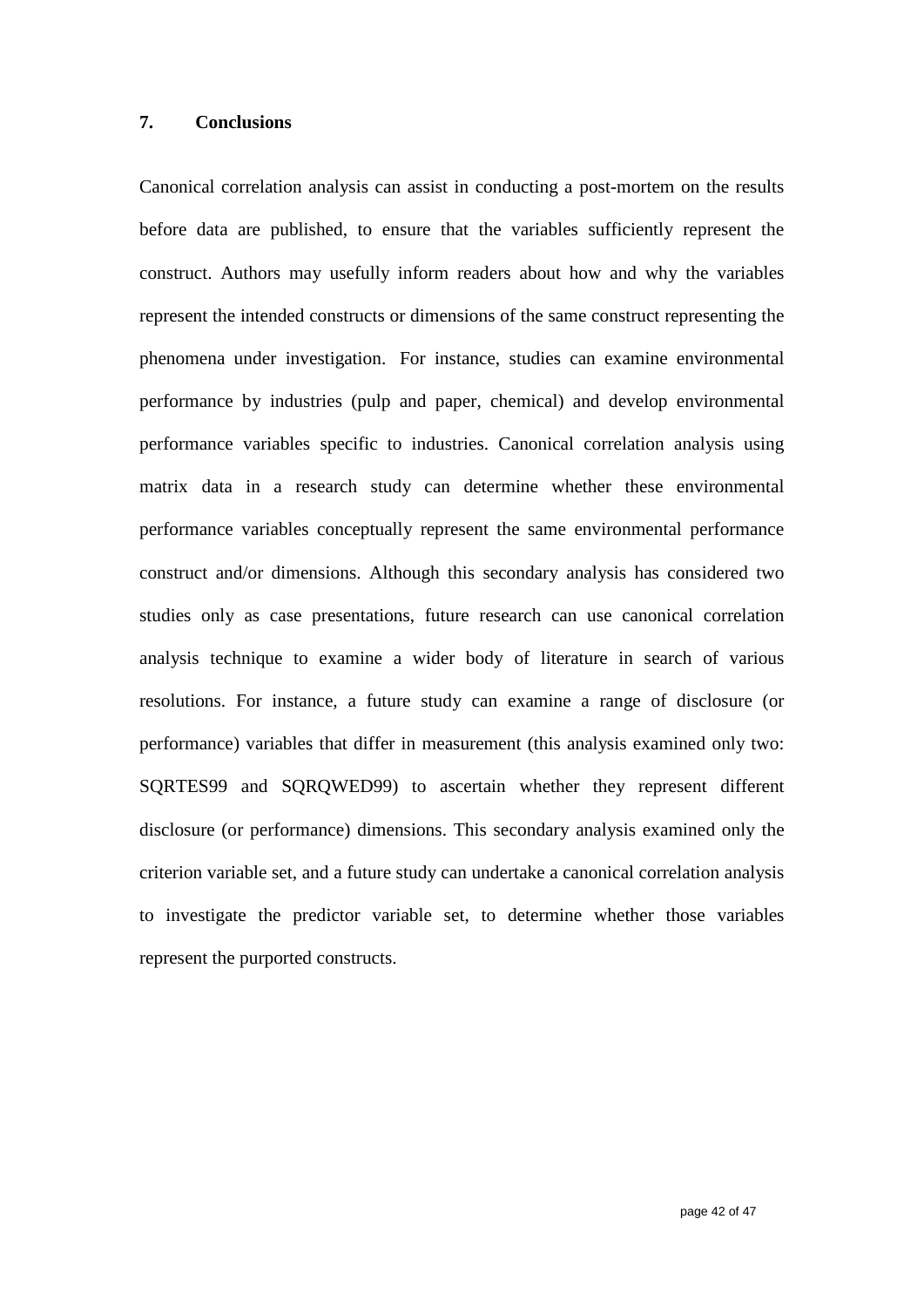## 7. Conclusions

Canonical correlation analysis can assist in conducting a post-mortem on the results before data are published, to ensure that the variables sufficiently represent the construct. Authors may usefully inform readers about how and why the variables represent the intended constructs or dimensions of the same construct representing the phenomena under investigation. For instance, studies can examine environmental performance by industries (pulp and paper, chemical) and develop environmental performance variables specific to industries. Canonical correlation analysis using matrix data in a research study can determine whether these environmental performance variables conceptually represent the same environmental performance construct and/or dimensions. Although this secondary analysis has considered two studies only as case presentations, future research can use canonical correlation analysis technique to examine a wider body of literature in search of various resolutions. For instance, a future study can examine a range of disclosure (or performance) variables that differ in measurement (this analysis examined only two: SQRTES99 and SQRQWED99) to ascertain whether they represent different disclosure (or performance) dimensions. This secondary analysis examined only the criterion variable set, and a future study can undertake a canonical correlation analysis to investigate the predictor variable set, to determine whether those variables represent the purported constructs.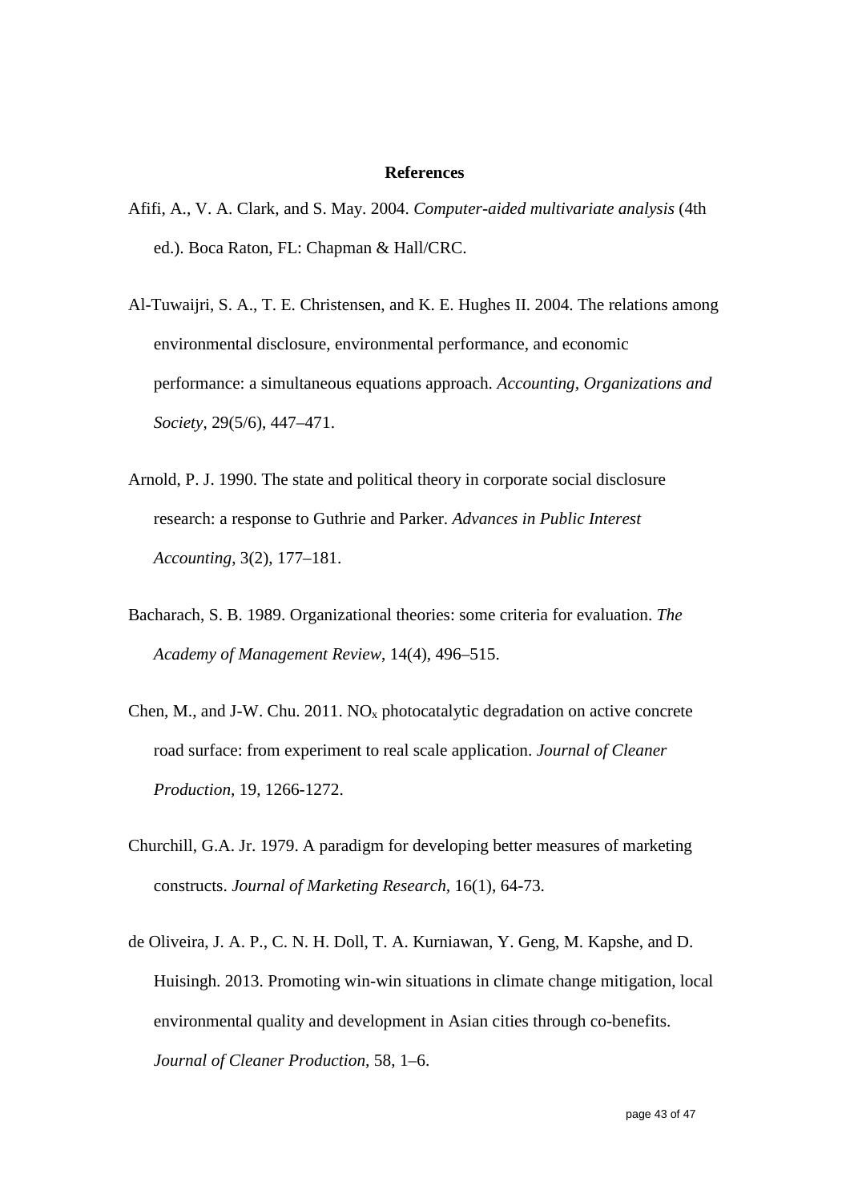# References

Afifi, A., V. A. Clark, and S. May. 2004. *Computer-aided multivariate analysis* (4th ed.). Boca Raton, FL: Chapman & Hall/CRC.

Al-Tuwaijri, S. A., T. E. Christensen, and K. E. Hughes II. 2004. The relations among environmental disclosure, environmental performance, and economic performance: a simultaneous equations approach. *Accounting, Organizations and Society*, 29(5/6), 447–471.

Arnold, P. J. 1990. The state and political theory in corporate social disclosure research: a response to Guthrie and Parker. *Advances in Public Interest Accounting*, 3(2), 177–181.

Bacharach, S. B. 1989. Organizational theories: some criteria for evaluation. *The Academy of Management Review*, 14(4), 496–515.

Chen, M., and J-W. Chu. 2011. $NO_x$ photocatalytic degradation on active concrete road surface: from experiment to real scale application. *Journal of Cleaner Production*, 19, 1266-1272.

Churchill, G.A. Jr. 1979. A paradigm for developing better measures of marketing constructs. *Journal of Marketing Research*, 16(1), 64-73.

de Oliveira, J. A. P., C. N. H. Doll, T. A. Kurniawan, Y. Geng, M. Kapshe, and D. Huisingh. 2013. Promoting win-win situations in climate change mitigation, local environmental quality and development in Asian cities through co-benefits. *Journal of Cleaner Production*, 58, 1–6.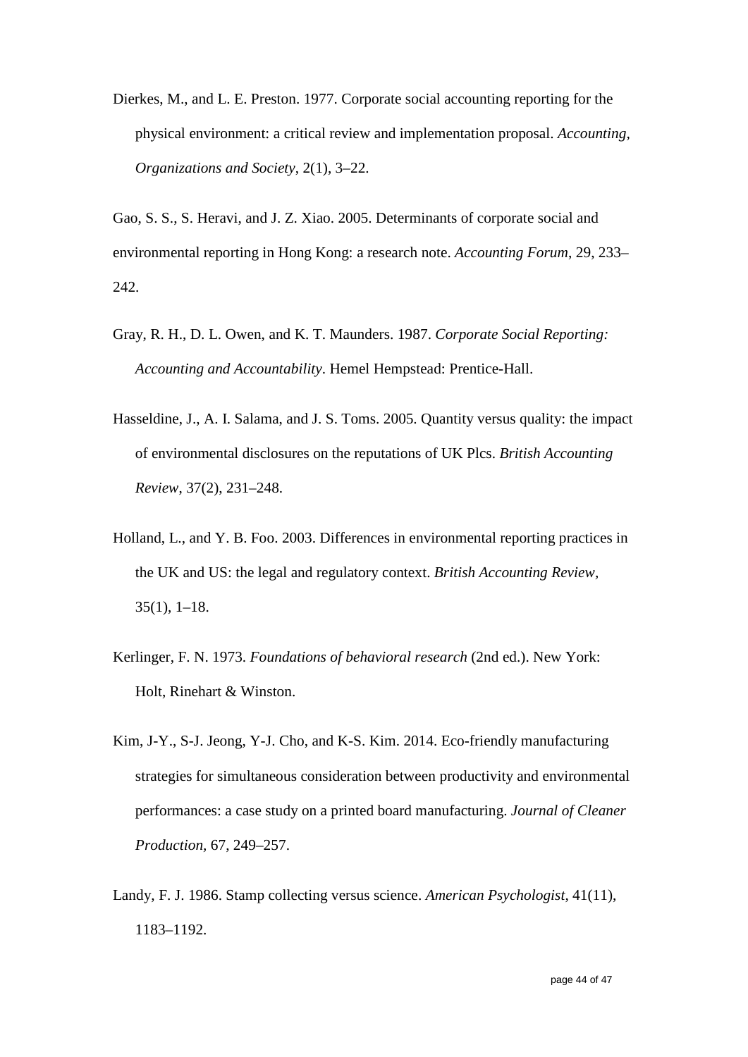Dierkes, M., and L. E. Preston. 1977. Corporate social accounting reporting for the physical environment: a critical review and implementation proposal. *Accounting, Organizations and Society*, 2(1), 3–22.

Gao, S. S., S. Heravi, and J. Z. Xiao. 2005. Determinants of corporate social and environmental reporting in Hong Kong: a research note. *Accounting Forum*, 29, 233–242.

Gray, R. H., D. L. Owen, and K. T. Maunders. 1987. *Corporate Social Reporting: Accounting and Accountability*. Hemel Hempstead: Prentice-Hall.

Hasseldine, J., A. I. Salama, and J. S. Toms. 2005. Quantity versus quality: the impact of environmental disclosures on the reputations of UK Plcs. *British Accounting Review*, 37(2), 231–248.

Holland, L., and Y. B. Foo. 2003. Differences in environmental reporting practices in the UK and US: the legal and regulatory context. *British Accounting Review*, 35(1), 1–18.

Kerlinger, F. N. 1973. *Foundations of behavioral research* (2nd ed.). New York: Holt, Rinehart & Winston.

Kim, J-Y., S-J. Jeong, Y-J. Cho, and K-S. Kim. 2014. Eco-friendly manufacturing strategies for simultaneous consideration between productivity and environmental performances: a case study on a printed board manufacturing. *Journal of Cleaner Production*, 67, 249–257.

Landy, F. J. 1986. Stamp collecting versus science. *American Psychologist*, 41(11), 1183–1192.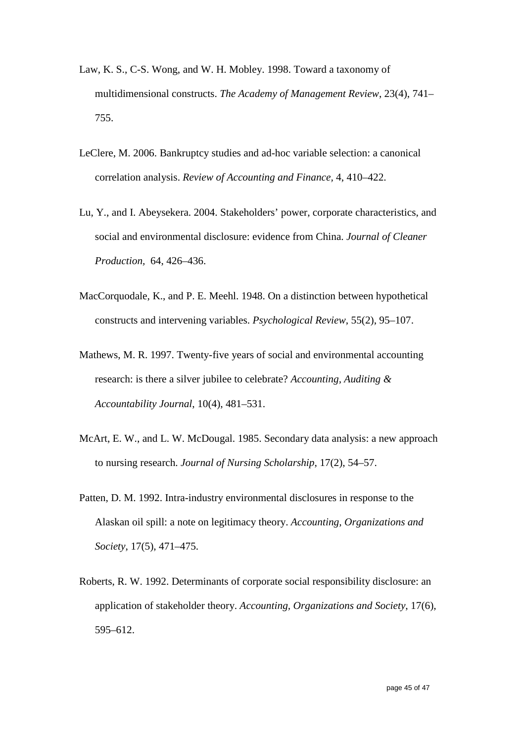Law, K. S., C-S. Wong, and W. H. Mobley. 1998. Toward a taxonomy of multidimensional constructs. *The Academy of Management Review*, 23(4), 741–755.

LeClere, M. 2006. Bankruptcy studies and ad-hoc variable selection: a canonical correlation analysis. *Review of Accounting and Finance*, 4, 410–422.

Lu, Y., and I. Abeysekera. 2004. Stakeholders' power, corporate characteristics, and social and environmental disclosure: evidence from China. *Journal of Cleaner Production,* 64, 426–436.

MacCorquodale, K., and P. E. Meehl. 1948. On a distinction between hypothetical constructs and intervening variables. *Psychological Review*, 55(2), 95–107.

Mathews, M. R. 1997. Twenty-five years of social and environmental accounting research: is there a silver jubilee to celebrate? *Accounting, Auditing & Accountability Journal*, 10(4), 481–531.

McArt, E. W., and L. W. McDougal. 1985. Secondary data analysis: a new approach to nursing research. *Journal of Nursing Scholarship*, 17(2), 54–57.

Patten, D. M. 1992. Intra-industry environmental disclosures in response to the Alaskan oil spill: a note on legitimacy theory. *Accounting, Organizations and Society*, 17(5), 471–475.

Roberts, R. W. 1992. Determinants of corporate social responsibility disclosure: an application of stakeholder theory. *Accounting, Organizations and Society*, 17(6), 595–612.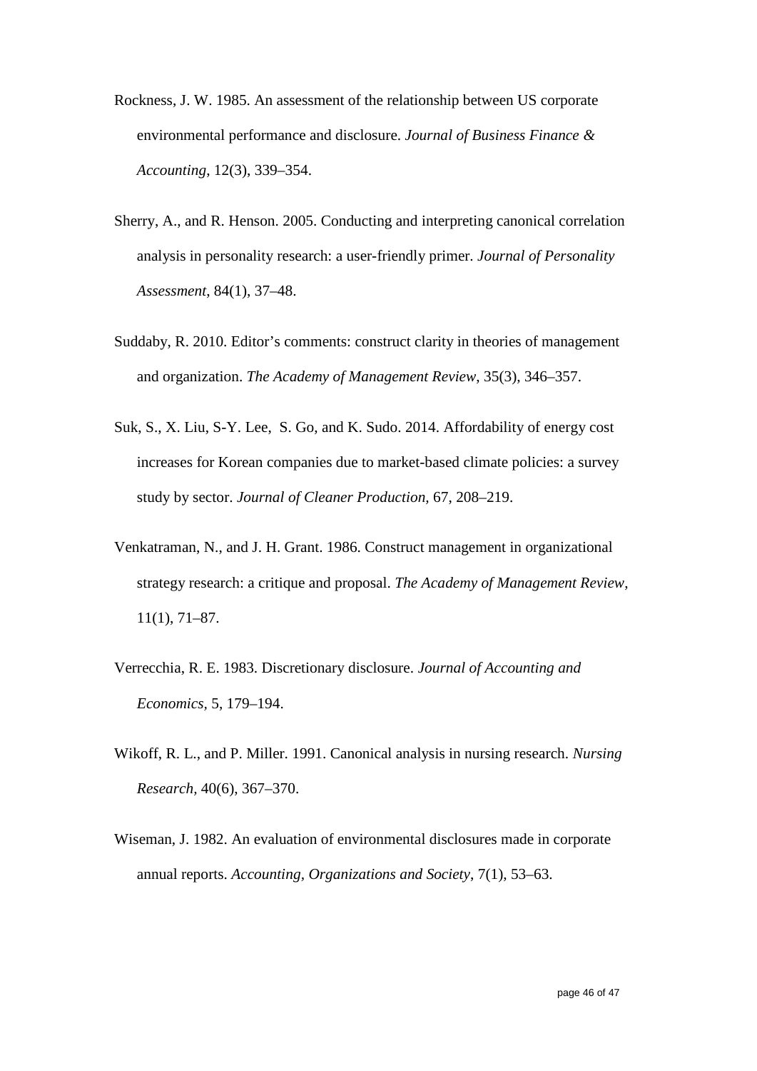Rockness, J. W. 1985. An assessment of the relationship between US corporate environmental performance and disclosure. *Journal of Business Finance & Accounting*, 12(3), 339–354.

Sherry, A., and R. Henson. 2005. Conducting and interpreting canonical correlation analysis in personality research: a user-friendly primer. *Journal of Personality Assessment*, 84(1), 37–48.

Suddaby, R. 2010. Editor's comments: construct clarity in theories of management and organization. *The Academy of Management Review*, 35(3), 346–357.

Suk, S., X. Liu, S-Y. Lee, S. Go, and K. Sudo. 2014. Affordability of energy cost increases for Korean companies due to market-based climate policies: a survey study by sector. *Journal of Cleaner Production,* 67, 208–219.

Venkatraman, N., and J. H. Grant. 1986. Construct management in organizational strategy research: a critique and proposal. *The Academy of Management Review*, 11(1), 71–87.

Verrecchia, R. E. 1983. Discretionary disclosure. *Journal of Accounting and Economics*, 5, 179–194.

Wikoff, R. L., and P. Miller. 1991. Canonical analysis in nursing research. *Nursing Research*, 40(6), 367–370.

Wiseman, J. 1982. An evaluation of environmental disclosures made in corporate annual reports. *Accounting, Organizations and Society*, 7(1), 53–63.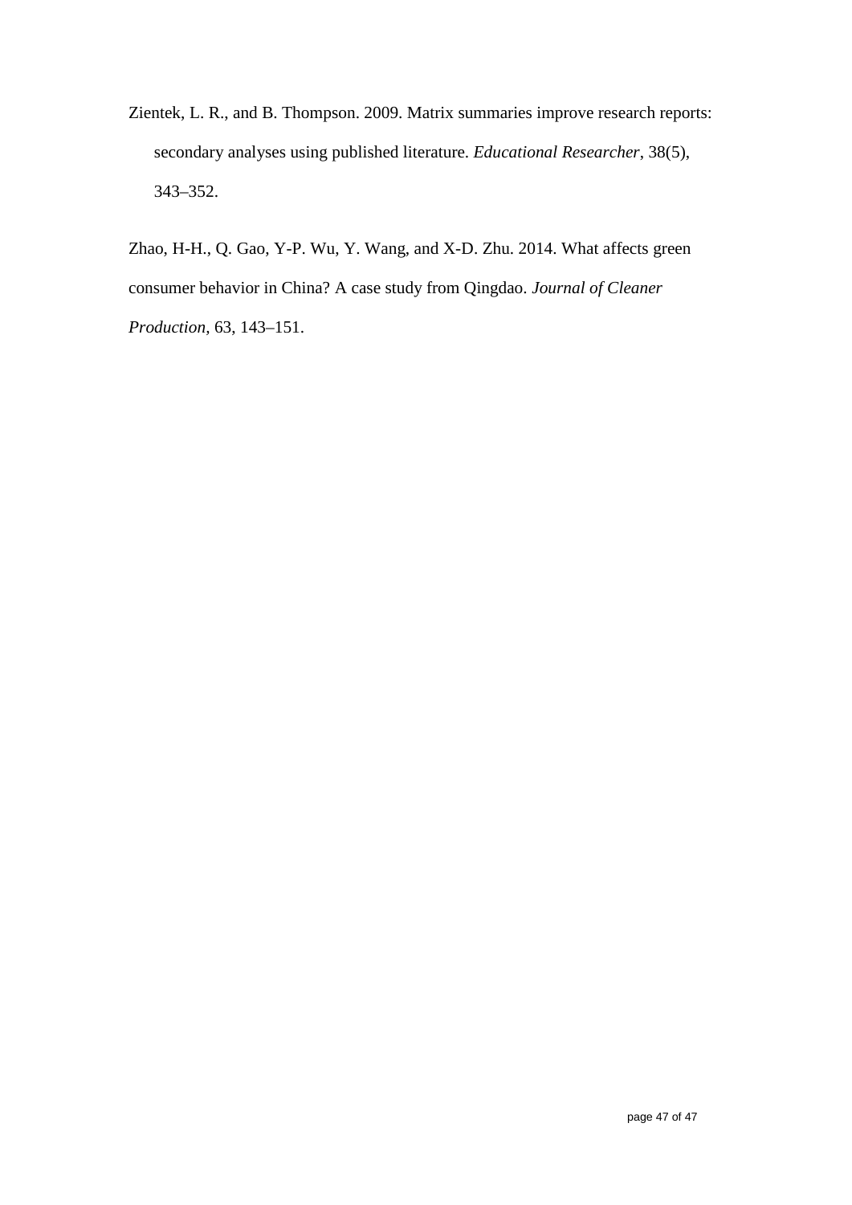Zientek, L. R., and B. Thompson. 2009. Matrix summaries improve research reports: secondary analyses using published literature. *Educational Researcher*, 38(5), 343–352.

Zhao, H-H., Q. Gao, Y-P. Wu, Y. Wang, and X-D. Zhu. 2014. What affects green consumer behavior in China? A case study from Qingdao. *Journal of Cleaner Production*, 63, 143–151.